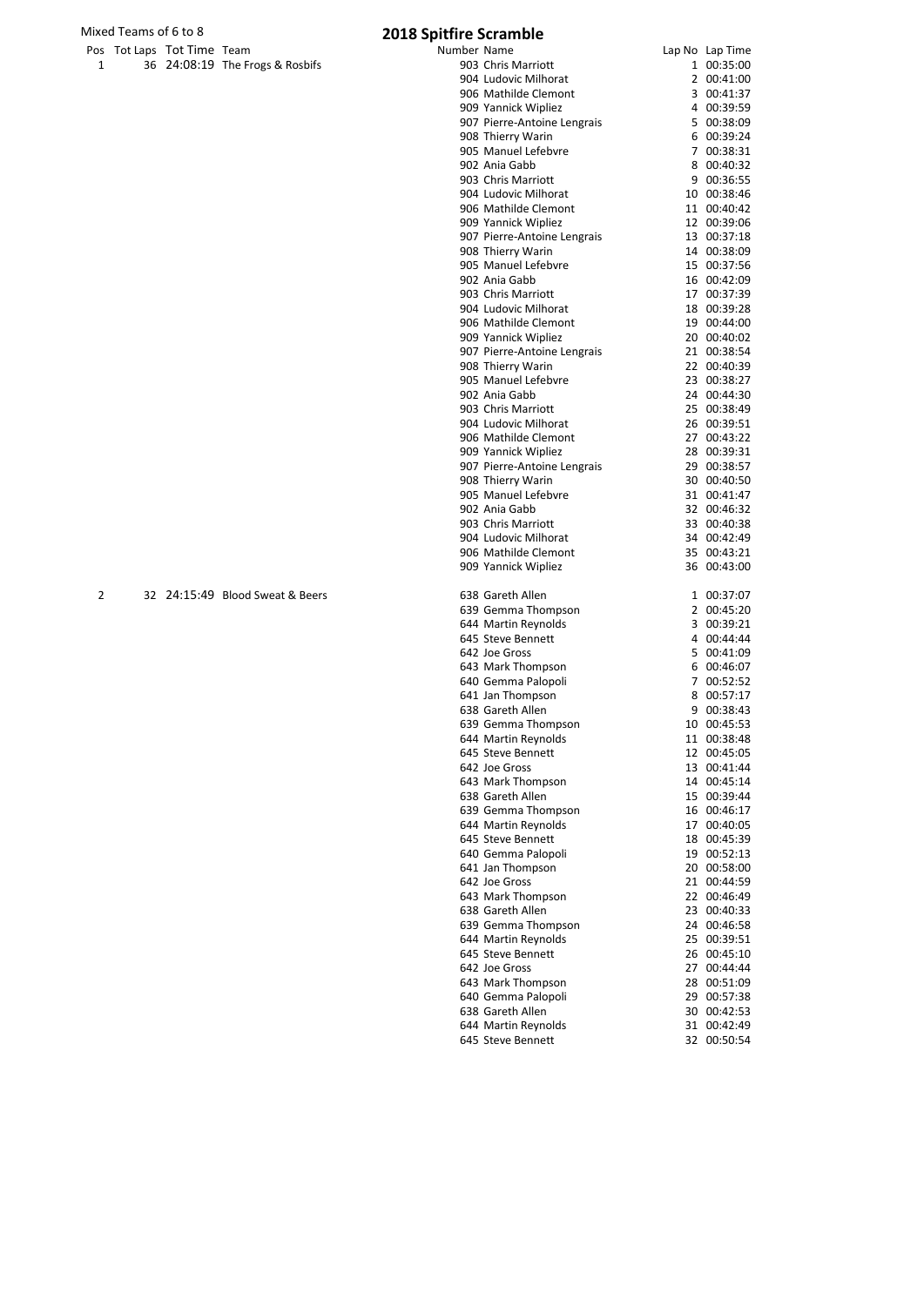# 2018 Spitfire Scramble

Mixed Teams of 6 to 8

| Pos | Tot Laps | Tot Time | Team | Number | Name | Lap No | Lap Time |
|---|---|---|---|---|---|---|---|
| 1 | 36 | 24:08:19 | The Frogs & Rosbifs | 903 | Chris Marriott | 1 | 00:35:00 |
| | | | | 904 | Ludovic Milhorat | 2 | 00:41:00 |
| | | | | 906 | Mathilde Clemont | 3 | 00:41:37 |
| | | | | 909 | Yannick Wipliez | 4 | 00:39:59 |
| | | | | 907 | Pierre-Antoine Lengrais | 5 | 00:38:09 |
| | | | | 908 | Thierry Warin | 6 | 00:39:24 |
| | | | | 905 | Manuel Lefebvre | 7 | 00:38:31 |
| | | | | 902 | Ania Gabb | 8 | 00:40:32 |
| | | | | 903 | Chris Marriott | 9 | 00:36:55 |
| | | | | 904 | Ludovic Milhorat | 10 | 00:38:46 |
| | | | | 906 | Mathilde Clemont | 11 | 00:40:42 |
| | | | | 909 | Yannick Wipliez | 12 | 00:39:06 |
| | | | | 907 | Pierre-Antoine Lengrais | 13 | 00:37:18 |
| | | | | 908 | Thierry Warin | 14 | 00:38:09 |
| | | | | 905 | Manuel Lefebvre | 15 | 00:37:56 |
| | | | | 902 | Ania Gabb | 16 | 00:42:09 |
| | | | | 903 | Chris Marriott | 17 | 00:37:39 |
| | | | | 904 | Ludovic Milhorat | 18 | 00:39:28 |
| | | | | 906 | Mathilde Clemont | 19 | 00:44:00 |
| | | | | 909 | Yannick Wipliez | 20 | 00:40:02 |
| | | | | 907 | Pierre-Antoine Lengrais | 21 | 00:38:54 |
| | | | | 908 | Thierry Warin | 22 | 00:40:39 |
| | | | | 905 | Manuel Lefebvre | 23 | 00:38:27 |
| | | | | 902 | Ania Gabb | 24 | 00:44:30 |
| | | | | 903 | Chris Marriott | 25 | 00:38:49 |
| | | | | 904 | Ludovic Milhorat | 26 | 00:39:51 |
| | | | | 906 | Mathilde Clemont | 27 | 00:43:22 |
| | | | | 909 | Yannick Wipliez | 28 | 00:39:31 |
| | | | | 907 | Pierre-Antoine Lengrais | 29 | 00:38:57 |
| | | | | 908 | Thierry Warin | 30 | 00:40:50 |
| | | | | 905 | Manuel Lefebvre | 31 | 00:41:47 |
| | | | | 902 | Ania Gabb | 32 | 00:46:32 |
| | | | | 903 | Chris Marriott | 33 | 00:40:38 |
| | | | | 904 | Ludovic Milhorat | 34 | 00:42:49 |
| | | | | 906 | Mathilde Clemont | 35 | 00:43:21 |
| | | | | 909 | Yannick Wipliez | 36 | 00:43:00 |
| 2 | 32 | 24:15:49 | Blood Sweat & Beers | 638 | Gareth Allen | 1 | 00:37:07 |
| | | | | 639 | Gemma Thompson | 2 | 00:45:20 |
| | | | | 644 | Martin Reynolds | 3 | 00:39:21 |
| | | | | 645 | Steve Bennett | 4 | 00:44:44 |
| | | | | 642 | Joe Gross | 5 | 00:41:09 |
| | | | | 643 | Mark Thompson | 6 | 00:46:07 |
| | | | | 640 | Gemma Palopoli | 7 | 00:52:52 |
| | | | | 641 | Jan Thompson | 8 | 00:57:17 |
| | | | | 638 | Gareth Allen | 9 | 00:38:43 |
| | | | | 639 | Gemma Thompson | 10 | 00:45:53 |
| | | | | 644 | Martin Reynolds | 11 | 00:38:48 |
| | | | | 645 | Steve Bennett | 12 | 00:45:05 |
| | | | | 642 | Joe Gross | 13 | 00:41:44 |
| | | | | 643 | Mark Thompson | 14 | 00:45:14 |
| | | | | 638 | Gareth Allen | 15 | 00:39:44 |
| | | | | 639 | Gemma Thompson | 16 | 00:46:17 |
| | | | | 644 | Martin Reynolds | 17 | 00:40:05 |
| | | | | 645 | Steve Bennett | 18 | 00:45:39 |
| | | | | 640 | Gemma Palopoli | 19 | 00:52:13 |
| | | | | 641 | Jan Thompson | 20 | 00:58:00 |
| | | | | 642 | Joe Gross | 21 | 00:44:59 |
| | | | | 643 | Mark Thompson | 22 | 00:46:49 |
| | | | | 638 | Gareth Allen | 23 | 00:40:33 |
| | | | | 639 | Gemma Thompson | 24 | 00:46:58 |
| | | | | 644 | Martin Reynolds | 25 | 00:39:51 |
| | | | | 645 | Steve Bennett | 26 | 00:45:10 |
| | | | | 642 | Joe Gross | 27 | 00:44:44 |
| | | | | 643 | Mark Thompson | 28 | 00:51:09 |
| | | | | 640 | Gemma Palopoli | 29 | 00:57:38 |
| | | | | 638 | Gareth Allen | 30 | 00:42:53 |
| | | | | 644 | Martin Reynolds | 31 | 00:42:49 |
| | | | | 645 | Steve Bennett | 32 | 00:50:54 |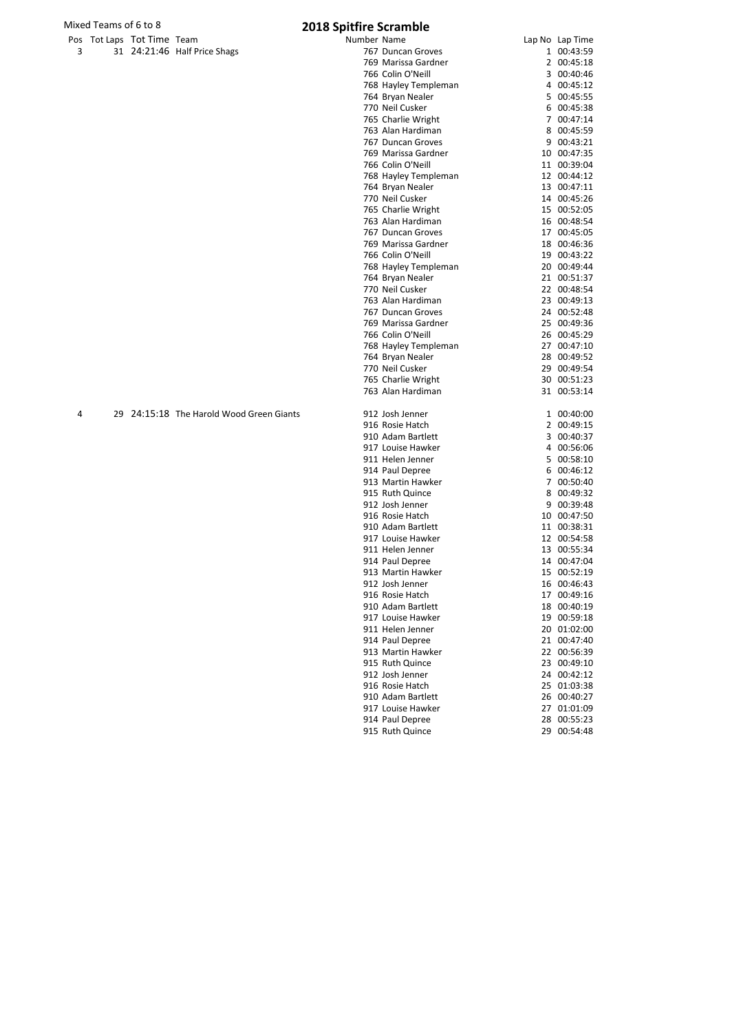Mixed Teams of 6 to 8

# 2018 Spitfire Scramble

| Pos | Tot Laps | Tot Time | Team | Number | Name | Lap No | Lap Time |
|---|---|---|---|---|---|---|---|
| 3 | 31 | 24:21:46 | Half Price Shags | 767 | Duncan Groves | 1 | 00:43:59 |
| | | | | 769 | Marissa Gardner | 2 | 00:45:18 |
| | | | | 766 | Colin O'Neill | 3 | 00:40:46 |
| | | | | 768 | Hayley Templeman | 4 | 00:45:12 |
| | | | | 764 | Bryan Nealer | 5 | 00:45:55 |
| | | | | 770 | Neil Cusker | 6 | 00:45:38 |
| | | | | 765 | Charlie Wright | 7 | 00:47:14 |
| | | | | 763 | Alan Hardiman | 8 | 00:45:59 |
| | | | | 767 | Duncan Groves | 9 | 00:43:21 |
| | | | | 769 | Marissa Gardner | 10 | 00:47:35 |
| | | | | 766 | Colin O'Neill | 11 | 00:39:04 |
| | | | | 768 | Hayley Templeman | 12 | 00:44:12 |
| | | | | 764 | Bryan Nealer | 13 | 00:47:11 |
| | | | | 770 | Neil Cusker | 14 | 00:45:26 |
| | | | | 765 | Charlie Wright | 15 | 00:52:05 |
| | | | | 763 | Alan Hardiman | 16 | 00:48:54 |
| | | | | 767 | Duncan Groves | 17 | 00:45:05 |
| | | | | 769 | Marissa Gardner | 18 | 00:46:36 |
| | | | | 766 | Colin O'Neill | 19 | 00:43:22 |
| | | | | 768 | Hayley Templeman | 20 | 00:49:44 |
| | | | | 764 | Bryan Nealer | 21 | 00:51:37 |
| | | | | 770 | Neil Cusker | 22 | 00:48:54 |
| | | | | 763 | Alan Hardiman | 23 | 00:49:13 |
| | | | | 767 | Duncan Groves | 24 | 00:52:48 |
| | | | | 769 | Marissa Gardner | 25 | 00:49:36 |
| | | | | 766 | Colin O'Neill | 26 | 00:45:29 |
| | | | | 768 | Hayley Templeman | 27 | 00:47:10 |
| | | | | 764 | Bryan Nealer | 28 | 00:49:52 |
| | | | | 770 | Neil Cusker | 29 | 00:49:54 |
| | | | | 765 | Charlie Wright | 30 | 00:51:23 |
| | | | | 763 | Alan Hardiman | 31 | 00:53:14 |
| 4 | 29 | 24:15:18 | The Harold Wood Green Giants | 912 | Josh Jenner | 1 | 00:40:00 |
| | | | | 916 | Rosie Hatch | 2 | 00:49:15 |
| | | | | 910 | Adam Bartlett | 3 | 00:40:37 |
| | | | | 917 | Louise Hawker | 4 | 00:56:06 |
| | | | | 911 | Helen Jenner | 5 | 00:58:10 |
| | | | | 914 | Paul Depree | 6 | 00:46:12 |
| | | | | 913 | Martin Hawker | 7 | 00:50:40 |
| | | | | 915 | Ruth Quince | 8 | 00:49:32 |
| | | | | 912 | Josh Jenner | 9 | 00:39:48 |
| | | | | 916 | Rosie Hatch | 10 | 00:47:50 |
| | | | | 910 | Adam Bartlett | 11 | 00:38:31 |
| | | | | 917 | Louise Hawker | 12 | 00:54:58 |
| | | | | 911 | Helen Jenner | 13 | 00:55:34 |
| | | | | 914 | Paul Depree | 14 | 00:47:04 |
| | | | | 913 | Martin Hawker | 15 | 00:52:19 |
| | | | | 912 | Josh Jenner | 16 | 00:46:43 |
| | | | | 916 | Rosie Hatch | 17 | 00:49:16 |
| | | | | 910 | Adam Bartlett | 18 | 00:40:19 |
| | | | | 917 | Louise Hawker | 19 | 00:59:18 |
| | | | | 911 | Helen Jenner | 20 | 01:02:00 |
| | | | | 914 | Paul Depree | 21 | 00:47:40 |
| | | | | 913 | Martin Hawker | 22 | 00:56:39 |
| | | | | 915 | Ruth Quince | 23 | 00:49:10 |
| | | | | 912 | Josh Jenner | 24 | 00:42:12 |
| | | | | 916 | Rosie Hatch | 25 | 01:03:38 |
| | | | | 910 | Adam Bartlett | 26 | 00:40:27 |
| | | | | 917 | Louise Hawker | 27 | 01:01:09 |
| | | | | 914 | Paul Depree | 28 | 00:55:23 |
| | | | | 915 | Ruth Quince | 29 | 00:54:48 |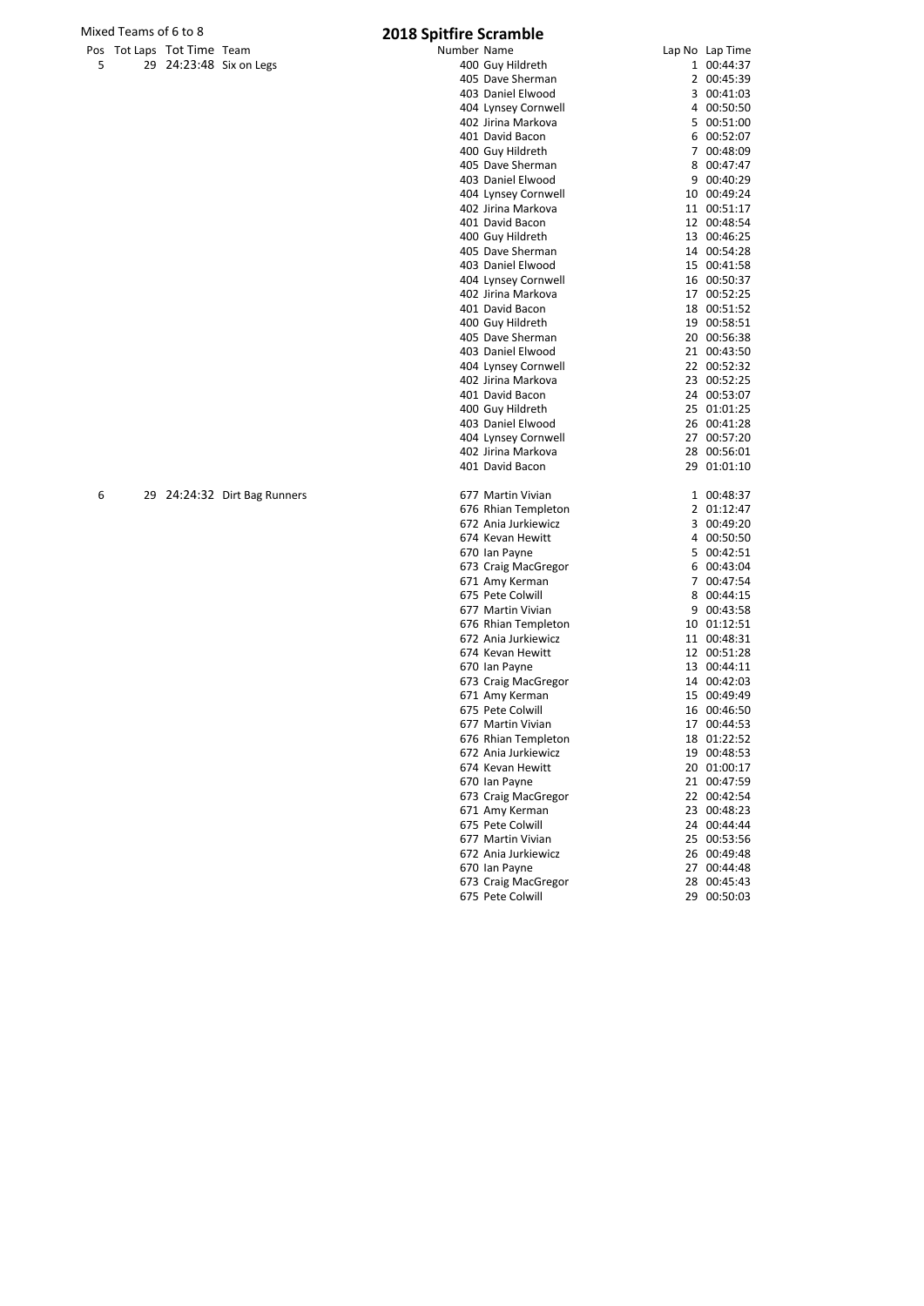Mixed Teams of 6 to 8

# 2018 Spitfire Scramble

| Pos | Tot Laps | Tot Time | Team | Number | Name | Lap No | Lap Time |
|---|---|---|---|---|---|---|---|
| 5 | 29 | 24:23:48 | Six on Legs | 400 | Guy Hildreth | 1 | 00:44:37 |
| | | | | 405 | Dave Sherman | 2 | 00:45:39 |
| | | | | 403 | Daniel Elwood | 3 | 00:41:03 |
| | | | | 404 | Lynsey Cornwell | 4 | 00:50:50 |
| | | | | 402 | Jirina Markova | 5 | 00:51:00 |
| | | | | 401 | David Bacon | 6 | 00:52:07 |
| | | | | 400 | Guy Hildreth | 7 | 00:48:09 |
| | | | | 405 | Dave Sherman | 8 | 00:47:47 |
| | | | | 403 | Daniel Elwood | 9 | 00:40:29 |
| | | | | 404 | Lynsey Cornwell | 10 | 00:49:24 |
| | | | | 402 | Jirina Markova | 11 | 00:51:17 |
| | | | | 401 | David Bacon | 12 | 00:48:54 |
| | | | | 400 | Guy Hildreth | 13 | 00:46:25 |
| | | | | 405 | Dave Sherman | 14 | 00:54:28 |
| | | | | 403 | Daniel Elwood | 15 | 00:41:58 |
| | | | | 404 | Lynsey Cornwell | 16 | 00:50:37 |
| | | | | 402 | Jirina Markova | 17 | 00:52:25 |
| | | | | 401 | David Bacon | 18 | 00:51:52 |
| | | | | 400 | Guy Hildreth | 19 | 00:58:51 |
| | | | | 405 | Dave Sherman | 20 | 00:56:38 |
| | | | | 403 | Daniel Elwood | 21 | 00:43:50 |
| | | | | 404 | Lynsey Cornwell | 22 | 00:52:32 |
| | | | | 402 | Jirina Markova | 23 | 00:52:25 |
| | | | | 401 | David Bacon | 24 | 00:53:07 |
| | | | | 400 | Guy Hildreth | 25 | 01:01:25 |
| | | | | 403 | Daniel Elwood | 26 | 00:41:28 |
| | | | | 404 | Lynsey Cornwell | 27 | 00:57:20 |
| | | | | 402 | Jirina Markova | 28 | 00:56:01 |
| | | | | 401 | David Bacon | 29 | 01:01:10 |
| 6 | 29 | 24:24:32 | Dirt Bag Runners | 677 | Martin Vivian | 1 | 00:48:37 |
| | | | | 676 | Rhian Templeton | 2 | 01:12:47 |
| | | | | 672 | Ania Jurkiewicz | 3 | 00:49:20 |
| | | | | 674 | Kevan Hewitt | 4 | 00:50:50 |
| | | | | 670 | Ian Payne | 5 | 00:42:51 |
| | | | | 673 | Craig MacGregor | 6 | 00:43:04 |
| | | | | 671 | Amy Kerman | 7 | 00:47:54 |
| | | | | 675 | Pete Colwill | 8 | 00:44:15 |
| | | | | 677 | Martin Vivian | 9 | 00:43:58 |
| | | | | 676 | Rhian Templeton | 10 | 01:12:51 |
| | | | | 672 | Ania Jurkiewicz | 11 | 00:48:31 |
| | | | | 674 | Kevan Hewitt | 12 | 00:51:28 |
| | | | | 670 | Ian Payne | 13 | 00:44:11 |
| | | | | 673 | Craig MacGregor | 14 | 00:42:03 |
| | | | | 671 | Amy Kerman | 15 | 00:49:49 |
| | | | | 675 | Pete Colwill | 16 | 00:46:50 |
| | | | | 677 | Martin Vivian | 17 | 00:44:53 |
| | | | | 676 | Rhian Templeton | 18 | 01:22:52 |
| | | | | 672 | Ania Jurkiewicz | 19 | 00:48:53 |
| | | | | 674 | Kevan Hewitt | 20 | 01:00:17 |
| | | | | 670 | Ian Payne | 21 | 00:47:59 |
| | | | | 673 | Craig MacGregor | 22 | 00:42:54 |
| | | | | 671 | Amy Kerman | 23 | 00:48:23 |
| | | | | 675 | Pete Colwill | 24 | 00:44:44 |
| | | | | 677 | Martin Vivian | 25 | 00:53:56 |
| | | | | 672 | Ania Jurkiewicz | 26 | 00:49:48 |
| | | | | 670 | Ian Payne | 27 | 00:44:48 |
| | | | | 673 | Craig MacGregor | 28 | 00:45:43 |
| | | | | 675 | Pete Colwill | 29 | 00:50:03 |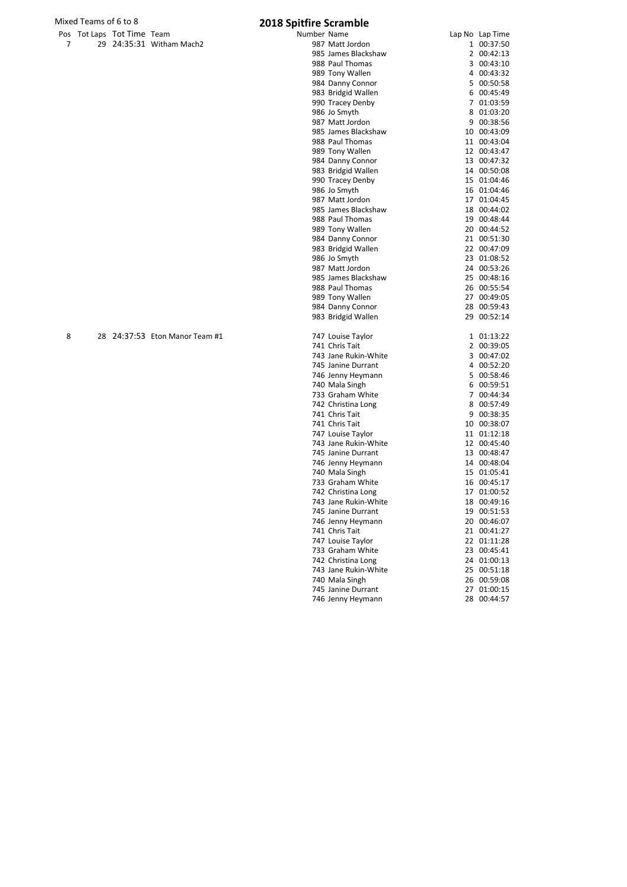Mixed Teams of 6 to 8

# 2018 Spitfire Scramble

| Pos | Tot Laps | Tot Time | Team | Number | Name | Lap No | Lap Time |
|---|---|---|---|---|---|---|---|
| 7 | 29 | 24:35:31 | Witham Mach2 | 987 | Matt Jordon | 1 | 00:37:50 |
| | | | | 985 | James Blackshaw | 2 | 00:42:13 |
| | | | | 988 | Paul Thomas | 3 | 00:43:10 |
| | | | | 989 | Tony Wallen | 4 | 00:43:32 |
| | | | | 984 | Danny Connor | 5 | 00:50:58 |
| | | | | 983 | Bridgid Wallen | 6 | 00:45:49 |
| | | | | 990 | Tracey Denby | 7 | 01:03:59 |
| | | | | 986 | Jo Smyth | 8 | 01:03:20 |
| | | | | 987 | Matt Jordon | 9 | 00:38:56 |
| | | | | 985 | James Blackshaw | 10 | 00:43:09 |
| | | | | 988 | Paul Thomas | 11 | 00:43:04 |
| | | | | 989 | Tony Wallen | 12 | 00:43:47 |
| | | | | 984 | Danny Connor | 13 | 00:47:32 |
| | | | | 983 | Bridgid Wallen | 14 | 00:50:08 |
| | | | | 990 | Tracey Denby | 15 | 01:04:46 |
| | | | | 986 | Jo Smyth | 16 | 01:04:46 |
| | | | | 987 | Matt Jordon | 17 | 01:04:45 |
| | | | | 985 | James Blackshaw | 18 | 00:44:02 |
| | | | | 988 | Paul Thomas | 19 | 00:48:44 |
| | | | | 989 | Tony Wallen | 20 | 00:44:52 |
| | | | | 984 | Danny Connor | 21 | 00:51:30 |
| | | | | 983 | Bridgid Wallen | 22 | 00:47:09 |
| | | | | 986 | Jo Smyth | 23 | 01:08:52 |
| | | | | 987 | Matt Jordon | 24 | 00:53:26 |
| | | | | 985 | James Blackshaw | 25 | 00:48:16 |
| | | | | 988 | Paul Thomas | 26 | 00:55:54 |
| | | | | 989 | Tony Wallen | 27 | 00:49:05 |
| | | | | 984 | Danny Connor | 28 | 00:59:43 |
| | | | | 983 | Bridgid Wallen | 29 | 00:52:14 |
| 8 | 28 | 24:37:53 | Eton Manor Team #1 | 747 | Louise Taylor | 1 | 01:13:22 |
| | | | | 741 | Chris Tait | 2 | 00:39:05 |
| | | | | 743 | Jane Rukin-White | 3 | 00:47:02 |
| | | | | 745 | Janine Durrant | 4 | 00:52:20 |
| | | | | 746 | Jenny Heymann | 5 | 00:58:46 |
| | | | | 740 | Mala Singh | 6 | 00:59:51 |
| | | | | 733 | Graham White | 7 | 00:44:34 |
| | | | | 742 | Christina Long | 8 | 00:57:49 |
| | | | | 741 | Chris Tait | 9 | 00:38:35 |
| | | | | 741 | Chris Tait | 10 | 00:38:07 |
| | | | | 747 | Louise Taylor | 11 | 01:12:18 |
| | | | | 743 | Jane Rukin-White | 12 | 00:45:40 |
| | | | | 745 | Janine Durrant | 13 | 00:48:47 |
| | | | | 746 | Jenny Heymann | 14 | 00:48:04 |
| | | | | 740 | Mala Singh | 15 | 01:05:41 |
| | | | | 733 | Graham White | 16 | 00:45:17 |
| | | | | 742 | Christina Long | 17 | 01:00:52 |
| | | | | 743 | Jane Rukin-White | 18 | 00:49:16 |
| | | | | 745 | Janine Durrant | 19 | 00:51:53 |
| | | | | 746 | Jenny Heymann | 20 | 00:46:07 |
| | | | | 741 | Chris Tait | 21 | 00:41:27 |
| | | | | 747 | Louise Taylor | 22 | 01:11:28 |
| | | | | 733 | Graham White | 23 | 00:45:41 |
| | | | | 742 | Christina Long | 24 | 01:00:13 |
| | | | | 743 | Jane Rukin-White | 25 | 00:51:18 |
| | | | | 740 | Mala Singh | 26 | 00:59:08 |
| | | | | 745 | Janine Durrant | 27 | 01:00:15 |
| | | | | 746 | Jenny Heymann | 28 | 00:44:57 |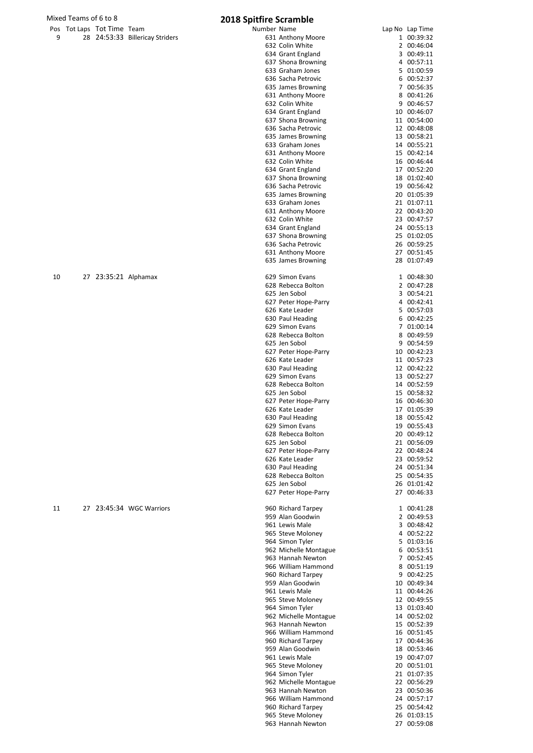Mixed Teams of 6 to 8

# 2018 Spitfire Scramble

| Pos | Tot Laps | Tot Time | Team | Number | Name | Lap No | Lap Time |
|---|---|---|---|---|---|---|---|
| 9 | 28 | 24:53:33 | Billericay Striders | 631 | Anthony Moore | 1 | 00:39:32 |
| | | | | 632 | Colin White | 2 | 00:46:04 |
| | | | | 634 | Grant England | 3 | 00:49:11 |
| | | | | 637 | Shona Browning | 4 | 00:57:11 |
| | | | | 633 | Graham Jones | 5 | 01:00:59 |
| | | | | 636 | Sacha Petrovic | 6 | 00:52:37 |
| | | | | 635 | James Browning | 7 | 00:56:35 |
| | | | | 631 | Anthony Moore | 8 | 00:41:26 |
| | | | | 632 | Colin White | 9 | 00:46:57 |
| | | | | 634 | Grant England | 10 | 00:46:07 |
| | | | | 637 | Shona Browning | 11 | 00:54:00 |
| | | | | 636 | Sacha Petrovic | 12 | 00:48:08 |
| | | | | 635 | James Browning | 13 | 00:58:21 |
| | | | | 633 | Graham Jones | 14 | 00:55:21 |
| | | | | 631 | Anthony Moore | 15 | 00:42:14 |
| | | | | 632 | Colin White | 16 | 00:46:44 |
| | | | | 634 | Grant England | 17 | 00:52:20 |
| | | | | 637 | Shona Browning | 18 | 01:02:40 |
| | | | | 636 | Sacha Petrovic | 19 | 00:56:42 |
| | | | | 635 | James Browning | 20 | 01:05:39 |
| | | | | 633 | Graham Jones | 21 | 01:07:11 |
| | | | | 631 | Anthony Moore | 22 | 00:43:20 |
| | | | | 632 | Colin White | 23 | 00:47:57 |
| | | | | 634 | Grant England | 24 | 00:55:13 |
| | | | | 637 | Shona Browning | 25 | 01:02:05 |
| | | | | 636 | Sacha Petrovic | 26 | 00:59:25 |
| | | | | 631 | Anthony Moore | 27 | 00:51:45 |
| | | | | 635 | James Browning | 28 | 01:07:49 |
| 10 | 27 | 23:35:21 | Alphamax | 629 | Simon Evans | 1 | 00:48:30 |
| | | | | 628 | Rebecca Bolton | 2 | 00:47:28 |
| | | | | 625 | Jen Sobol | 3 | 00:54:21 |
| | | | | 627 | Peter Hope-Parry | 4 | 00:42:41 |
| | | | | 626 | Kate Leader | 5 | 00:57:03 |
| | | | | 630 | Paul Heading | 6 | 00:42:25 |
| | | | | 629 | Simon Evans | 7 | 01:00:14 |
| | | | | 628 | Rebecca Bolton | 8 | 00:49:59 |
| | | | | 625 | Jen Sobol | 9 | 00:54:59 |
| | | | | 627 | Peter Hope-Parry | 10 | 00:42:23 |
| | | | | 626 | Kate Leader | 11 | 00:57:23 |
| | | | | 630 | Paul Heading | 12 | 00:42:22 |
| | | | | 629 | Simon Evans | 13 | 00:52:27 |
| | | | | 628 | Rebecca Bolton | 14 | 00:52:59 |
| | | | | 625 | Jen Sobol | 15 | 00:58:32 |
| | | | | 627 | Peter Hope-Parry | 16 | 00:46:30 |
| | | | | 626 | Kate Leader | 17 | 01:05:39 |
| | | | | 630 | Paul Heading | 18 | 00:55:42 |
| | | | | 629 | Simon Evans | 19 | 00:55:43 |
| | | | | 628 | Rebecca Bolton | 20 | 00:49:12 |
| | | | | 625 | Jen Sobol | 21 | 00:56:09 |
| | | | | 627 | Peter Hope-Parry | 22 | 00:48:24 |
| | | | | 626 | Kate Leader | 23 | 00:59:52 |
| | | | | 630 | Paul Heading | 24 | 00:51:34 |
| | | | | 628 | Rebecca Bolton | 25 | 00:54:35 |
| | | | | 625 | Jen Sobol | 26 | 01:01:42 |
| | | | | 627 | Peter Hope-Parry | 27 | 00:46:33 |
| 11 | 27 | 23:45:34 | WGC Warriors | 960 | Richard Tarpey | 1 | 00:41:28 |
| | | | | 959 | Alan Goodwin | 2 | 00:49:53 |
| | | | | 961 | Lewis Male | 3 | 00:48:42 |
| | | | | 965 | Steve Moloney | 4 | 00:52:22 |
| | | | | 964 | Simon Tyler | 5 | 01:03:16 |
| | | | | 962 | Michelle Montague | 6 | 00:53:51 |
| | | | | 963 | Hannah Newton | 7 | 00:52:45 |
| | | | | 966 | William Hammond | 8 | 00:51:19 |
| | | | | 960 | Richard Tarpey | 9 | 00:42:25 |
| | | | | 959 | Alan Goodwin | 10 | 00:49:34 |
| | | | | 961 | Lewis Male | 11 | 00:44:26 |
| | | | | 965 | Steve Moloney | 12 | 00:49:55 |
| | | | | 964 | Simon Tyler | 13 | 01:03:40 |
| | | | | 962 | Michelle Montague | 14 | 00:52:02 |
| | | | | 963 | Hannah Newton | 15 | 00:52:39 |
| | | | | 966 | William Hammond | 16 | 00:51:45 |
| | | | | 960 | Richard Tarpey | 17 | 00:44:36 |
| | | | | 959 | Alan Goodwin | 18 | 00:53:46 |
| | | | | 961 | Lewis Male | 19 | 00:47:07 |
| | | | | 965 | Steve Moloney | 20 | 00:51:01 |
| | | | | 964 | Simon Tyler | 21 | 01:07:35 |
| | | | | 962 | Michelle Montague | 22 | 00:56:29 |
| | | | | 963 | Hannah Newton | 23 | 00:50:36 |
| | | | | 966 | William Hammond | 24 | 00:57:17 |
| | | | | 960 | Richard Tarpey | 25 | 00:54:42 |
| | | | | 965 | Steve Moloney | 26 | 01:03:15 |
| | | | | 963 | Hannah Newton | 27 | 00:59:08 |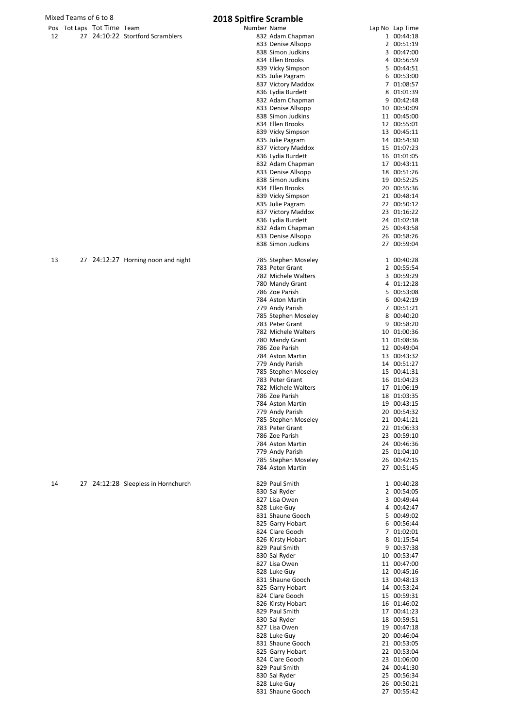Mixed Teams of 6 to 8

# 2018 Spitfire Scramble

| Pos | Tot Laps | Tot Time | Team | Number | Name | Lap No | Lap Time |
|---|---|---|---|---|---|---|---|
| 12 | 27 | 24:10:22 | Stortford Scramblers | 832 | Adam Chapman | 1 | 00:44:18 |
| | | | | 833 | Denise Allsopp | 2 | 00:51:19 |
| | | | | 838 | Simon Judkins | 3 | 00:47:00 |
| | | | | 834 | Ellen Brooks | 4 | 00:56:59 |
| | | | | 839 | Vicky Simpson | 5 | 00:44:51 |
| | | | | 835 | Julie Pagram | 6 | 00:53:00 |
| | | | | 837 | Victory Maddox | 7 | 01:08:57 |
| | | | | 836 | Lydia Burdett | 8 | 01:01:39 |
| | | | | 832 | Adam Chapman | 9 | 00:42:48 |
| | | | | 833 | Denise Allsopp | 10 | 00:50:09 |
| | | | | 838 | Simon Judkins | 11 | 00:45:00 |
| | | | | 834 | Ellen Brooks | 12 | 00:55:01 |
| | | | | 839 | Vicky Simpson | 13 | 00:45:11 |
| | | | | 835 | Julie Pagram | 14 | 00:54:30 |
| | | | | 837 | Victory Maddox | 15 | 01:07:23 |
| | | | | 836 | Lydia Burdett | 16 | 01:01:05 |
| | | | | 832 | Adam Chapman | 17 | 00:43:11 |
| | | | | 833 | Denise Allsopp | 18 | 00:51:26 |
| | | | | 838 | Simon Judkins | 19 | 00:52:25 |
| | | | | 834 | Ellen Brooks | 20 | 00:55:36 |
| | | | | 839 | Vicky Simpson | 21 | 00:48:14 |
| | | | | 835 | Julie Pagram | 22 | 00:50:12 |
| | | | | 837 | Victory Maddox | 23 | 01:16:22 |
| | | | | 836 | Lydia Burdett | 24 | 01:02:18 |
| | | | | 832 | Adam Chapman | 25 | 00:43:58 |
| | | | | 833 | Denise Allsopp | 26 | 00:58:26 |
| | | | | 838 | Simon Judkins | 27 | 00:59:04 |
| 13 | 27 | 24:12:27 | Horning noon and night | 785 | Stephen Moseley | 1 | 00:40:28 |
| | | | | 783 | Peter Grant | 2 | 00:55:54 |
| | | | | 782 | Michele Walters | 3 | 00:59:29 |
| | | | | 780 | Mandy Grant | 4 | 01:12:28 |
| | | | | 786 | Zoe Parish | 5 | 00:53:08 |
| | | | | 784 | Aston Martin | 6 | 00:42:19 |
| | | | | 779 | Andy Parish | 7 | 00:51:21 |
| | | | | 785 | Stephen Moseley | 8 | 00:40:20 |
| | | | | 783 | Peter Grant | 9 | 00:58:20 |
| | | | | 782 | Michele Walters | 10 | 01:00:36 |
| | | | | 780 | Mandy Grant | 11 | 01:08:36 |
| | | | | 786 | Zoe Parish | 12 | 00:49:04 |
| | | | | 784 | Aston Martin | 13 | 00:43:32 |
| | | | | 779 | Andy Parish | 14 | 00:51:27 |
| | | | | 785 | Stephen Moseley | 15 | 00:41:31 |
| | | | | 783 | Peter Grant | 16 | 01:04:23 |
| | | | | 782 | Michele Walters | 17 | 01:06:19 |
| | | | | 786 | Zoe Parish | 18 | 01:03:35 |
| | | | | 784 | Aston Martin | 19 | 00:43:15 |
| | | | | 779 | Andy Parish | 20 | 00:54:32 |
| | | | | 785 | Stephen Moseley | 21 | 00:41:21 |
| | | | | 783 | Peter Grant | 22 | 01:06:33 |
| | | | | 786 | Zoe Parish | 23 | 00:59:10 |
| | | | | 784 | Aston Martin | 24 | 00:46:36 |
| | | | | 779 | Andy Parish | 25 | 01:04:10 |
| | | | | 785 | Stephen Moseley | 26 | 00:42:15 |
| | | | | 784 | Aston Martin | 27 | 00:51:45 |
| 14 | 27 | 24:12:28 | Sleepless in Hornchurch | 829 | Paul Smith | 1 | 00:40:28 |
| | | | | 830 | Sal Ryder | 2 | 00:54:05 |
| | | | | 827 | Lisa Owen | 3 | 00:49:44 |
| | | | | 828 | Luke Guy | 4 | 00:42:47 |
| | | | | 831 | Shaune Gooch | 5 | 00:49:02 |
| | | | | 825 | Garry Hobart | 6 | 00:56:44 |
| | | | | 824 | Clare Gooch | 7 | 01:02:01 |
| | | | | 826 | Kirsty Hobart | 8 | 01:15:54 |
| | | | | 829 | Paul Smith | 9 | 00:37:38 |
| | | | | 830 | Sal Ryder | 10 | 00:53:47 |
| | | | | 827 | Lisa Owen | 11 | 00:47:00 |
| | | | | 828 | Luke Guy | 12 | 00:45:16 |
| | | | | 831 | Shaune Gooch | 13 | 00:48:13 |
| | | | | 825 | Garry Hobart | 14 | 00:53:24 |
| | | | | 824 | Clare Gooch | 15 | 00:59:31 |
| | | | | 826 | Kirsty Hobart | 16 | 01:46:02 |
| | | | | 829 | Paul Smith | 17 | 00:41:23 |
| | | | | 830 | Sal Ryder | 18 | 00:59:51 |
| | | | | 827 | Lisa Owen | 19 | 00:47:18 |
| | | | | 828 | Luke Guy | 20 | 00:46:04 |
| | | | | 831 | Shaune Gooch | 21 | 00:53:05 |
| | | | | 825 | Garry Hobart | 22 | 00:53:04 |
| | | | | 824 | Clare Gooch | 23 | 01:06:00 |
| | | | | 829 | Paul Smith | 24 | 00:41:30 |
| | | | | 830 | Sal Ryder | 25 | 00:56:34 |
| | | | | 828 | Luke Guy | 26 | 00:50:21 |
| | | | | 831 | Shaune Gooch | 27 | 00:55:42 |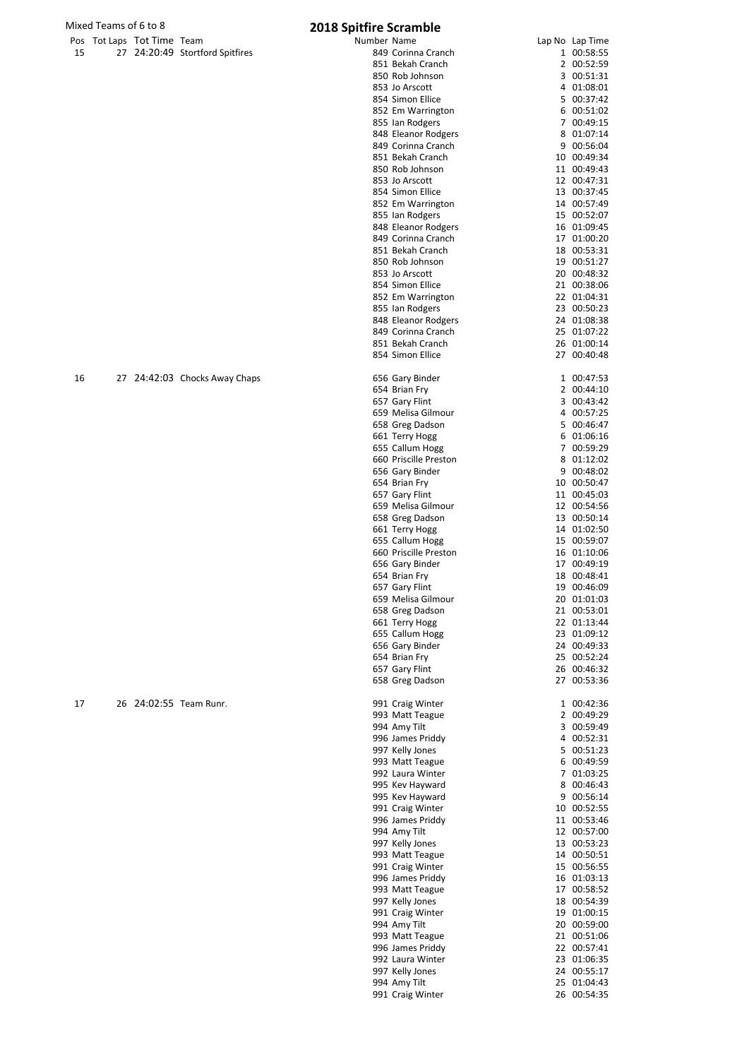Mixed Teams of 6 to 8

# 2018 Spitfire Scramble

| Pos | Tot Laps | Tot Time | Team | Number | Name | Lap No | Lap Time |
|---|---|---|---|---|---|---|---|
| 15 | 27 | 24:20:49 | Stortford Spitfires | 849 | Corinna Cranch | 1 | 00:58:55 |
| | | | | 851 | Bekah Cranch | 2 | 00:52:59 |
| | | | | 850 | Rob Johnson | 3 | 00:51:31 |
| | | | | 853 | Jo Arscott | 4 | 01:08:01 |
| | | | | 854 | Simon Ellice | 5 | 00:37:42 |
| | | | | 852 | Em Warrington | 6 | 00:51:02 |
| | | | | 855 | Ian Rodgers | 7 | 00:49:15 |
| | | | | 848 | Eleanor Rodgers | 8 | 01:07:14 |
| | | | | 849 | Corinna Cranch | 9 | 00:56:04 |
| | | | | 851 | Bekah Cranch | 10 | 00:49:34 |
| | | | | 850 | Rob Johnson | 11 | 00:49:43 |
| | | | | 853 | Jo Arscott | 12 | 00:47:31 |
| | | | | 854 | Simon Ellice | 13 | 00:37:45 |
| | | | | 852 | Em Warrington | 14 | 00:57:49 |
| | | | | 855 | Ian Rodgers | 15 | 00:52:07 |
| | | | | 848 | Eleanor Rodgers | 16 | 01:09:45 |
| | | | | 849 | Corinna Cranch | 17 | 01:00:20 |
| | | | | 851 | Bekah Cranch | 18 | 00:53:31 |
| | | | | 850 | Rob Johnson | 19 | 00:51:27 |
| | | | | 853 | Jo Arscott | 20 | 00:48:32 |
| | | | | 854 | Simon Ellice | 21 | 00:38:06 |
| | | | | 852 | Em Warrington | 22 | 01:04:31 |
| | | | | 855 | Ian Rodgers | 23 | 00:50:23 |
| | | | | 848 | Eleanor Rodgers | 24 | 01:08:38 |
| | | | | 849 | Corinna Cranch | 25 | 01:07:22 |
| | | | | 851 | Bekah Cranch | 26 | 01:00:14 |
| | | | | 854 | Simon Ellice | 27 | 00:40:48 |
| 16 | 27 | 24:42:03 | Chocks Away Chaps | 656 | Gary Binder | 1 | 00:47:53 |
| | | | | 654 | Brian Fry | 2 | 00:44:10 |
| | | | | 657 | Gary Flint | 3 | 00:43:42 |
| | | | | 659 | Melisa Gilmour | 4 | 00:57:25 |
| | | | | 658 | Greg Dadson | 5 | 00:46:47 |
| | | | | 661 | Terry Hogg | 6 | 01:06:16 |
| | | | | 655 | Callum Hogg | 7 | 00:59:29 |
| | | | | 660 | Priscille Preston | 8 | 01:12:02 |
| | | | | 656 | Gary Binder | 9 | 00:48:02 |
| | | | | 654 | Brian Fry | 10 | 00:50:47 |
| | | | | 657 | Gary Flint | 11 | 00:45:03 |
| | | | | 659 | Melisa Gilmour | 12 | 00:54:56 |
| | | | | 658 | Greg Dadson | 13 | 00:50:14 |
| | | | | 661 | Terry Hogg | 14 | 01:02:50 |
| | | | | 655 | Callum Hogg | 15 | 00:59:07 |
| | | | | 660 | Priscille Preston | 16 | 01:10:06 |
| | | | | 656 | Gary Binder | 17 | 00:49:19 |
| | | | | 654 | Brian Fry | 18 | 00:48:41 |
| | | | | 657 | Gary Flint | 19 | 00:46:09 |
| | | | | 659 | Melisa Gilmour | 20 | 01:01:03 |
| | | | | 658 | Greg Dadson | 21 | 00:53:01 |
| | | | | 661 | Terry Hogg | 22 | 01:13:44 |
| | | | | 655 | Callum Hogg | 23 | 01:09:12 |
| | | | | 656 | Gary Binder | 24 | 00:49:33 |
| | | | | 654 | Brian Fry | 25 | 00:52:24 |
| | | | | 657 | Gary Flint | 26 | 00:46:32 |
| | | | | 658 | Greg Dadson | 27 | 00:53:36 |
| 17 | 26 | 24:02:55 | Team Runr. | 991 | Craig Winter | 1 | 00:42:36 |
| | | | | 993 | Matt Teague | 2 | 00:49:29 |
| | | | | 994 | Amy Tilt | 3 | 00:59:49 |
| | | | | 996 | James Priddy | 4 | 00:52:31 |
| | | | | 997 | Kelly Jones | 5 | 00:51:23 |
| | | | | 993 | Matt Teague | 6 | 00:49:59 |
| | | | | 992 | Laura Winter | 7 | 01:03:25 |
| | | | | 995 | Kev Hayward | 8 | 00:46:43 |
| | | | | 995 | Kev Hayward | 9 | 00:56:14 |
| | | | | 991 | Craig Winter | 10 | 00:52:55 |
| | | | | 996 | James Priddy | 11 | 00:53:46 |
| | | | | 994 | Amy Tilt | 12 | 00:57:00 |
| | | | | 997 | Kelly Jones | 13 | 00:53:23 |
| | | | | 993 | Matt Teague | 14 | 00:50:51 |
| | | | | 991 | Craig Winter | 15 | 00:56:55 |
| | | | | 996 | James Priddy | 16 | 01:03:13 |
| | | | | 993 | Matt Teague | 17 | 00:58:52 |
| | | | | 997 | Kelly Jones | 18 | 00:54:39 |
| | | | | 991 | Craig Winter | 19 | 01:00:15 |
| | | | | 994 | Amy Tilt | 20 | 00:59:00 |
| | | | | 993 | Matt Teague | 21 | 00:51:06 |
| | | | | 996 | James Priddy | 22 | 00:57:41 |
| | | | | 992 | Laura Winter | 23 | 01:06:35 |
| | | | | 997 | Kelly Jones | 24 | 00:55:17 |
| | | | | 994 | Amy Tilt | 25 | 01:04:43 |
| | | | | 991 | Craig Winter | 26 | 00:54:35 |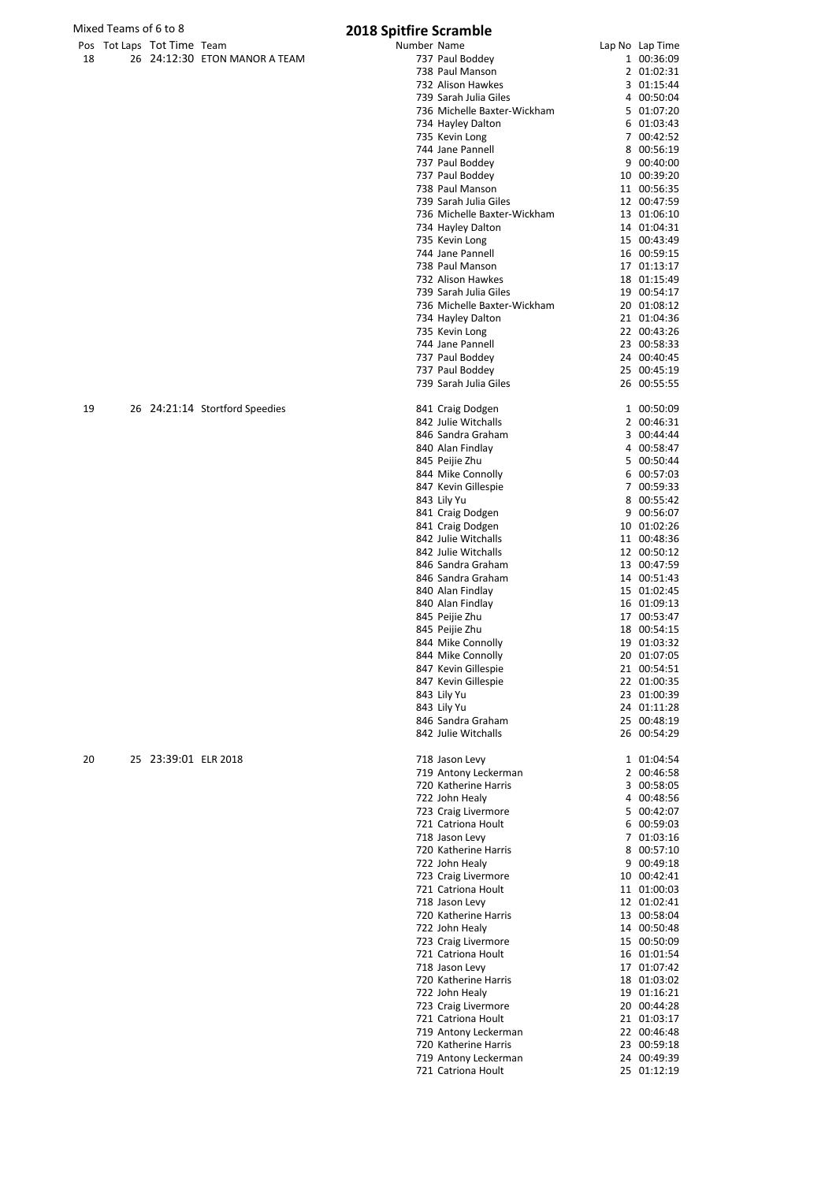Mixed Teams of 6 to 8

# 2018 Spitfire Scramble

| Pos | Tot Laps | Tot Time | Team | Number | Name | Lap No | Lap Time |
|---|---|---|---|---|---|---|---|
| 18 | 26 | 24:12:30 | ETON MANOR A TEAM | 737 | Paul Boddey | 1 | 00:36:09 |
| | | | | 738 | Paul Manson | 2 | 01:02:31 |
| | | | | 732 | Alison Hawkes | 3 | 01:15:44 |
| | | | | 739 | Sarah Julia Giles | 4 | 00:50:04 |
| | | | | 736 | Michelle Baxter-Wickham | 5 | 01:07:20 |
| | | | | 734 | Hayley Dalton | 6 | 01:03:43 |
| | | | | 735 | Kevin Long | 7 | 00:42:52 |
| | | | | 744 | Jane Pannell | 8 | 00:56:19 |
| | | | | 737 | Paul Boddey | 9 | 00:40:00 |
| | | | | 737 | Paul Boddey | 10 | 00:39:20 |
| | | | | 738 | Paul Manson | 11 | 00:56:35 |
| | | | | 739 | Sarah Julia Giles | 12 | 00:47:59 |
| | | | | 736 | Michelle Baxter-Wickham | 13 | 01:06:10 |
| | | | | 734 | Hayley Dalton | 14 | 01:04:31 |
| | | | | 735 | Kevin Long | 15 | 00:43:49 |
| | | | | 744 | Jane Pannell | 16 | 00:59:15 |
| | | | | 738 | Paul Manson | 17 | 01:13:17 |
| | | | | 732 | Alison Hawkes | 18 | 01:15:49 |
| | | | | 739 | Sarah Julia Giles | 19 | 00:54:17 |
| | | | | 736 | Michelle Baxter-Wickham | 20 | 01:08:12 |
| | | | | 734 | Hayley Dalton | 21 | 01:04:36 |
| | | | | 735 | Kevin Long | 22 | 00:43:26 |
| | | | | 744 | Jane Pannell | 23 | 00:58:33 |
| | | | | 737 | Paul Boddey | 24 | 00:40:45 |
| | | | | 737 | Paul Boddey | 25 | 00:45:19 |
| | | | | 739 | Sarah Julia Giles | 26 | 00:55:55 |
| 19 | 26 | 24:21:14 | Stortford Speedies | 841 | Craig Dodgen | 1 | 00:50:09 |
| | | | | 842 | Julie Witchalls | 2 | 00:46:31 |
| | | | | 846 | Sandra Graham | 3 | 00:44:44 |
| | | | | 840 | Alan Findlay | 4 | 00:58:47 |
| | | | | 845 | Peijie Zhu | 5 | 00:50:44 |
| | | | | 844 | Mike Connolly | 6 | 00:57:03 |
| | | | | 847 | Kevin Gillespie | 7 | 00:59:33 |
| | | | | 843 | Lily Yu | 8 | 00:55:42 |
| | | | | 841 | Craig Dodgen | 9 | 00:56:07 |
| | | | | 841 | Craig Dodgen | 10 | 01:02:26 |
| | | | | 842 | Julie Witchalls | 11 | 00:48:36 |
| | | | | 842 | Julie Witchalls | 12 | 00:50:12 |
| | | | | 846 | Sandra Graham | 13 | 00:47:59 |
| | | | | 846 | Sandra Graham | 14 | 00:51:43 |
| | | | | 840 | Alan Findlay | 15 | 01:02:45 |
| | | | | 840 | Alan Findlay | 16 | 01:09:13 |
| | | | | 845 | Peijie Zhu | 17 | 00:53:47 |
| | | | | 845 | Peijie Zhu | 18 | 00:54:15 |
| | | | | 844 | Mike Connolly | 19 | 01:03:32 |
| | | | | 844 | Mike Connolly | 20 | 01:07:05 |
| | | | | 847 | Kevin Gillespie | 21 | 00:54:51 |
| | | | | 847 | Kevin Gillespie | 22 | 01:00:35 |
| | | | | 843 | Lily Yu | 23 | 01:00:39 |
| | | | | 843 | Lily Yu | 24 | 01:11:28 |
| | | | | 846 | Sandra Graham | 25 | 00:48:19 |
| | | | | 842 | Julie Witchalls | 26 | 00:54:29 |
| 20 | 25 | 23:39:01 | ELR 2018 | 718 | Jason Levy | 1 | 01:04:54 |
| | | | | 719 | Antony Leckerman | 2 | 00:46:58 |
| | | | | 720 | Katherine Harris | 3 | 00:58:05 |
| | | | | 722 | John Healy | 4 | 00:48:56 |
| | | | | 723 | Craig Livermore | 5 | 00:42:07 |
| | | | | 721 | Catriona Hoult | 6 | 00:59:03 |
| | | | | 718 | Jason Levy | 7 | 01:03:16 |
| | | | | 720 | Katherine Harris | 8 | 00:57:10 |
| | | | | 722 | John Healy | 9 | 00:49:18 |
| | | | | 723 | Craig Livermore | 10 | 00:42:41 |
| | | | | 721 | Catriona Hoult | 11 | 01:00:03 |
| | | | | 718 | Jason Levy | 12 | 01:02:41 |
| | | | | 720 | Katherine Harris | 13 | 00:58:04 |
| | | | | 722 | John Healy | 14 | 00:50:48 |
| | | | | 723 | Craig Livermore | 15 | 00:50:09 |
| | | | | 721 | Catriona Hoult | 16 | 01:01:54 |
| | | | | 718 | Jason Levy | 17 | 01:07:42 |
| | | | | 720 | Katherine Harris | 18 | 01:03:02 |
| | | | | 722 | John Healy | 19 | 01:16:21 |
| | | | | 723 | Craig Livermore | 20 | 00:44:28 |
| | | | | 721 | Catriona Hoult | 21 | 01:03:17 |
| | | | | 719 | Antony Leckerman | 22 | 00:46:48 |
| | | | | 720 | Katherine Harris | 23 | 00:59:18 |
| | | | | 719 | Antony Leckerman | 24 | 00:49:39 |
| | | | | 721 | Catriona Hoult | 25 | 01:12:19 |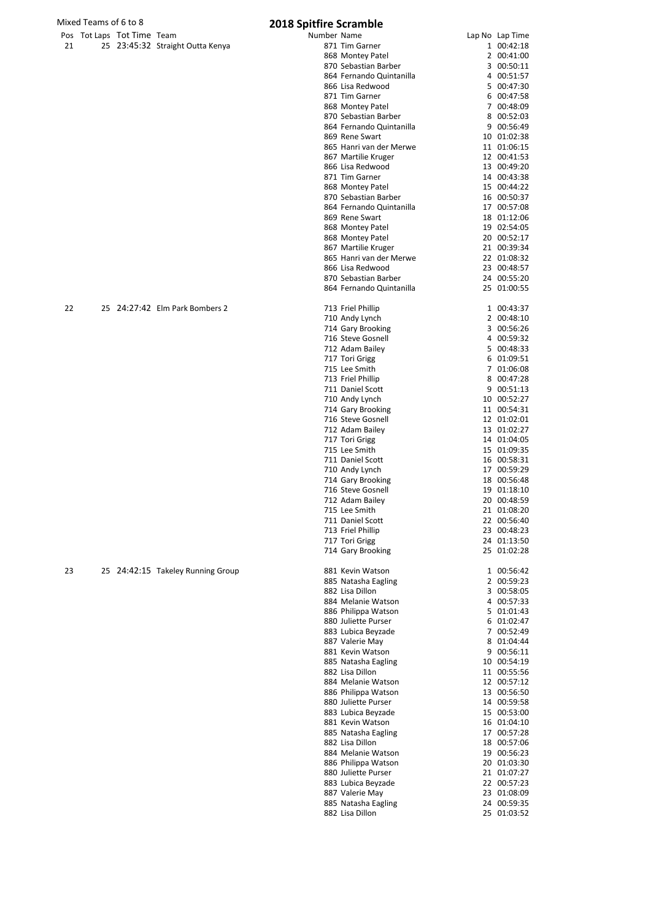Mixed Teams of 6 to 8

## 2018 Spitfire Scramble

| Pos | Tot Laps | Tot Time | Team | Number | Name | Lap No | Lap Time |
|---|---|---|---|---|---|---|---|
| 21 | 25 | 23:45:32 | Straight Outta Kenya | 871 | Tim Garner | 1 | 00:42:18 |
| | | | | 868 | Montey Patel | 2 | 00:41:00 |
| | | | | 870 | Sebastian Barber | 3 | 00:50:11 |
| | | | | 864 | Fernando Quintanilla | 4 | 00:51:57 |
| | | | | 866 | Lisa Redwood | 5 | 00:47:30 |
| | | | | 871 | Tim Garner | 6 | 00:47:58 |
| | | | | 868 | Montey Patel | 7 | 00:48:09 |
| | | | | 870 | Sebastian Barber | 8 | 00:52:03 |
| | | | | 864 | Fernando Quintanilla | 9 | 00:56:49 |
| | | | | 869 | Rene Swart | 10 | 01:02:38 |
| | | | | 865 | Hanri van der Merwe | 11 | 01:06:15 |
| | | | | 867 | Martilie Kruger | 12 | 00:41:53 |
| | | | | 866 | Lisa Redwood | 13 | 00:49:20 |
| | | | | 871 | Tim Garner | 14 | 00:43:38 |
| | | | | 868 | Montey Patel | 15 | 00:44:22 |
| | | | | 870 | Sebastian Barber | 16 | 00:50:37 |
| | | | | 864 | Fernando Quintanilla | 17 | 00:57:08 |
| | | | | 869 | Rene Swart | 18 | 01:12:06 |
| | | | | 868 | Montey Patel | 19 | 02:54:05 |
| | | | | 868 | Montey Patel | 20 | 00:52:17 |
| | | | | 867 | Martilie Kruger | 21 | 00:39:34 |
| | | | | 865 | Hanri van der Merwe | 22 | 01:08:32 |
| | | | | 866 | Lisa Redwood | 23 | 00:48:57 |
| | | | | 870 | Sebastian Barber | 24 | 00:55:20 |
| | | | | 864 | Fernando Quintanilla | 25 | 01:00:55 |
| 22 | 25 | 24:27:42 | Elm Park Bombers 2 | 713 | Friel Phillip | 1 | 00:43:37 |
| | | | | 710 | Andy Lynch | 2 | 00:48:10 |
| | | | | 714 | Gary Brooking | 3 | 00:56:26 |
| | | | | 716 | Steve Gosnell | 4 | 00:59:32 |
| | | | | 712 | Adam Bailey | 5 | 00:48:33 |
| | | | | 717 | Tori Grigg | 6 | 01:09:51 |
| | | | | 715 | Lee Smith | 7 | 01:06:08 |
| | | | | 713 | Friel Phillip | 8 | 00:47:28 |
| | | | | 711 | Daniel Scott | 9 | 00:51:13 |
| | | | | 710 | Andy Lynch | 10 | 00:52:27 |
| | | | | 714 | Gary Brooking | 11 | 00:54:31 |
| | | | | 716 | Steve Gosnell | 12 | 01:02:01 |
| | | | | 712 | Adam Bailey | 13 | 01:02:27 |
| | | | | 717 | Tori Grigg | 14 | 01:04:05 |
| | | | | 715 | Lee Smith | 15 | 01:09:35 |
| | | | | 711 | Daniel Scott | 16 | 00:58:31 |
| | | | | 710 | Andy Lynch | 17 | 00:59:29 |
| | | | | 714 | Gary Brooking | 18 | 00:56:48 |
| | | | | 716 | Steve Gosnell | 19 | 01:18:10 |
| | | | | 712 | Adam Bailey | 20 | 00:48:59 |
| | | | | 715 | Lee Smith | 21 | 01:08:20 |
| | | | | 711 | Daniel Scott | 22 | 00:56:40 |
| | | | | 713 | Friel Phillip | 23 | 00:48:23 |
| | | | | 717 | Tori Grigg | 24 | 01:13:50 |
| | | | | 714 | Gary Brooking | 25 | 01:02:28 |
| 23 | 25 | 24:42:15 | Takeley Running Group | 881 | Kevin Watson | 1 | 00:56:42 |
| | | | | 885 | Natasha Eagling | 2 | 00:59:23 |
| | | | | 882 | Lisa Dillon | 3 | 00:58:05 |
| | | | | 884 | Melanie Watson | 4 | 00:57:33 |
| | | | | 886 | Philippa Watson | 5 | 01:01:43 |
| | | | | 880 | Juliette Purser | 6 | 01:02:47 |
| | | | | 883 | Lubica Beyzade | 7 | 00:52:49 |
| | | | | 887 | Valerie May | 8 | 01:04:44 |
| | | | | 881 | Kevin Watson | 9 | 00:56:11 |
| | | | | 885 | Natasha Eagling | 10 | 00:54:19 |
| | | | | 882 | Lisa Dillon | 11 | 00:55:56 |
| | | | | 884 | Melanie Watson | 12 | 00:57:12 |
| | | | | 886 | Philippa Watson | 13 | 00:56:50 |
| | | | | 880 | Juliette Purser | 14 | 00:59:58 |
| | | | | 883 | Lubica Beyzade | 15 | 00:53:00 |
| | | | | 881 | Kevin Watson | 16 | 01:04:10 |
| | | | | 885 | Natasha Eagling | 17 | 00:57:28 |
| | | | | 882 | Lisa Dillon | 18 | 00:57:06 |
| | | | | 884 | Melanie Watson | 19 | 00:56:23 |
| | | | | 886 | Philippa Watson | 20 | 01:03:30 |
| | | | | 880 | Juliette Purser | 21 | 01:07:27 |
| | | | | 883 | Lubica Beyzade | 22 | 00:57:23 |
| | | | | 887 | Valerie May | 23 | 01:08:09 |
| | | | | 885 | Natasha Eagling | 24 | 00:59:35 |
| | | | | 882 | Lisa Dillon | 25 | 01:03:52 |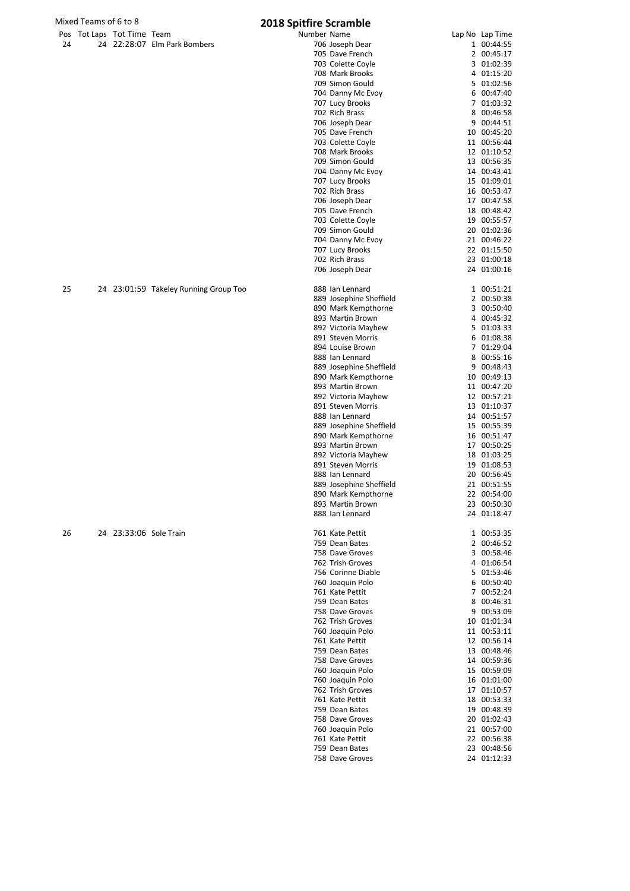Mixed Teams of 6 to 8

# 2018 Spitfire Scramble

| Pos | Tot Laps | Tot Time | Team | Number | Name | Lap No | Lap Time |
|---|---|---|---|---|---|---|---|
| 24 | 24 | 22:28:07 | Elm Park Bombers | 706 | Joseph Dear | 1 | 00:44:55 |
| | | | | 705 | Dave French | 2 | 00:45:17 |
| | | | | 703 | Colette Coyle | 3 | 01:02:39 |
| | | | | 708 | Mark Brooks | 4 | 01:15:20 |
| | | | | 709 | Simon Gould | 5 | 01:02:56 |
| | | | | 704 | Danny Mc Evoy | 6 | 00:47:40 |
| | | | | 707 | Lucy Brooks | 7 | 01:03:32 |
| | | | | 702 | Rich Brass | 8 | 00:46:58 |
| | | | | 706 | Joseph Dear | 9 | 00:44:51 |
| | | | | 705 | Dave French | 10 | 00:45:20 |
| | | | | 703 | Colette Coyle | 11 | 00:56:44 |
| | | | | 708 | Mark Brooks | 12 | 01:10:52 |
| | | | | 709 | Simon Gould | 13 | 00:56:35 |
| | | | | 704 | Danny Mc Evoy | 14 | 00:43:41 |
| | | | | 707 | Lucy Brooks | 15 | 01:09:01 |
| | | | | 702 | Rich Brass | 16 | 00:53:47 |
| | | | | 706 | Joseph Dear | 17 | 00:47:58 |
| | | | | 705 | Dave French | 18 | 00:48:42 |
| | | | | 703 | Colette Coyle | 19 | 00:55:57 |
| | | | | 709 | Simon Gould | 20 | 01:02:36 |
| | | | | 704 | Danny Mc Evoy | 21 | 00:46:22 |
| | | | | 707 | Lucy Brooks | 22 | 01:15:50 |
| | | | | 702 | Rich Brass | 23 | 01:00:18 |
| | | | | 706 | Joseph Dear | 24 | 01:00:16 |
| 25 | 24 | 23:01:59 | Takeley Running Group Too | 888 | Ian Lennard | 1 | 00:51:21 |
| | | | | 889 | Josephine Sheffield | 2 | 00:50:38 |
| | | | | 890 | Mark Kempthorne | 3 | 00:50:40 |
| | | | | 893 | Martin Brown | 4 | 00:45:32 |
| | | | | 892 | Victoria Mayhew | 5 | 01:03:33 |
| | | | | 891 | Steven Morris | 6 | 01:08:38 |
| | | | | 894 | Louise Brown | 7 | 01:29:04 |
| | | | | 888 | Ian Lennard | 8 | 00:55:16 |
| | | | | 889 | Josephine Sheffield | 9 | 00:48:43 |
| | | | | 890 | Mark Kempthorne | 10 | 00:49:13 |
| | | | | 893 | Martin Brown | 11 | 00:47:20 |
| | | | | 892 | Victoria Mayhew | 12 | 00:57:21 |
| | | | | 891 | Steven Morris | 13 | 01:10:37 |
| | | | | 888 | Ian Lennard | 14 | 00:51:57 |
| | | | | 889 | Josephine Sheffield | 15 | 00:55:39 |
| | | | | 890 | Mark Kempthorne | 16 | 00:51:47 |
| | | | | 893 | Martin Brown | 17 | 00:50:25 |
| | | | | 892 | Victoria Mayhew | 18 | 01:03:25 |
| | | | | 891 | Steven Morris | 19 | 01:08:53 |
| | | | | 888 | Ian Lennard | 20 | 00:56:45 |
| | | | | 889 | Josephine Sheffield | 21 | 00:51:55 |
| | | | | 890 | Mark Kempthorne | 22 | 00:54:00 |
| | | | | 893 | Martin Brown | 23 | 00:50:30 |
| | | | | 888 | Ian Lennard | 24 | 01:18:47 |
| 26 | 24 | 23:33:06 | Sole Train | 761 | Kate Pettit | 1 | 00:53:35 |
| | | | | 759 | Dean Bates | 2 | 00:46:52 |
| | | | | 758 | Dave Groves | 3 | 00:58:46 |
| | | | | 762 | Trish Groves | 4 | 01:06:54 |
| | | | | 756 | Corinne Diable | 5 | 01:53:46 |
| | | | | 760 | Joaquin Polo | 6 | 00:50:40 |
| | | | | 761 | Kate Pettit | 7 | 00:52:24 |
| | | | | 759 | Dean Bates | 8 | 00:46:31 |
| | | | | 758 | Dave Groves | 9 | 00:53:09 |
| | | | | 762 | Trish Groves | 10 | 01:01:34 |
| | | | | 760 | Joaquin Polo | 11 | 00:53:11 |
| | | | | 761 | Kate Pettit | 12 | 00:56:14 |
| | | | | 759 | Dean Bates | 13 | 00:48:46 |
| | | | | 758 | Dave Groves | 14 | 00:59:36 |
| | | | | 760 | Joaquin Polo | 15 | 00:59:09 |
| | | | | 760 | Joaquin Polo | 16 | 01:01:00 |
| | | | | 762 | Trish Groves | 17 | 01:10:57 |
| | | | | 761 | Kate Pettit | 18 | 00:53:33 |
| | | | | 759 | Dean Bates | 19 | 00:48:39 |
| | | | | 758 | Dave Groves | 20 | 01:02:43 |
| | | | | 760 | Joaquin Polo | 21 | 00:57:00 |
| | | | | 761 | Kate Pettit | 22 | 00:56:38 |
| | | | | 759 | Dean Bates | 23 | 00:48:56 |
| | | | | 758 | Dave Groves | 24 | 01:12:33 |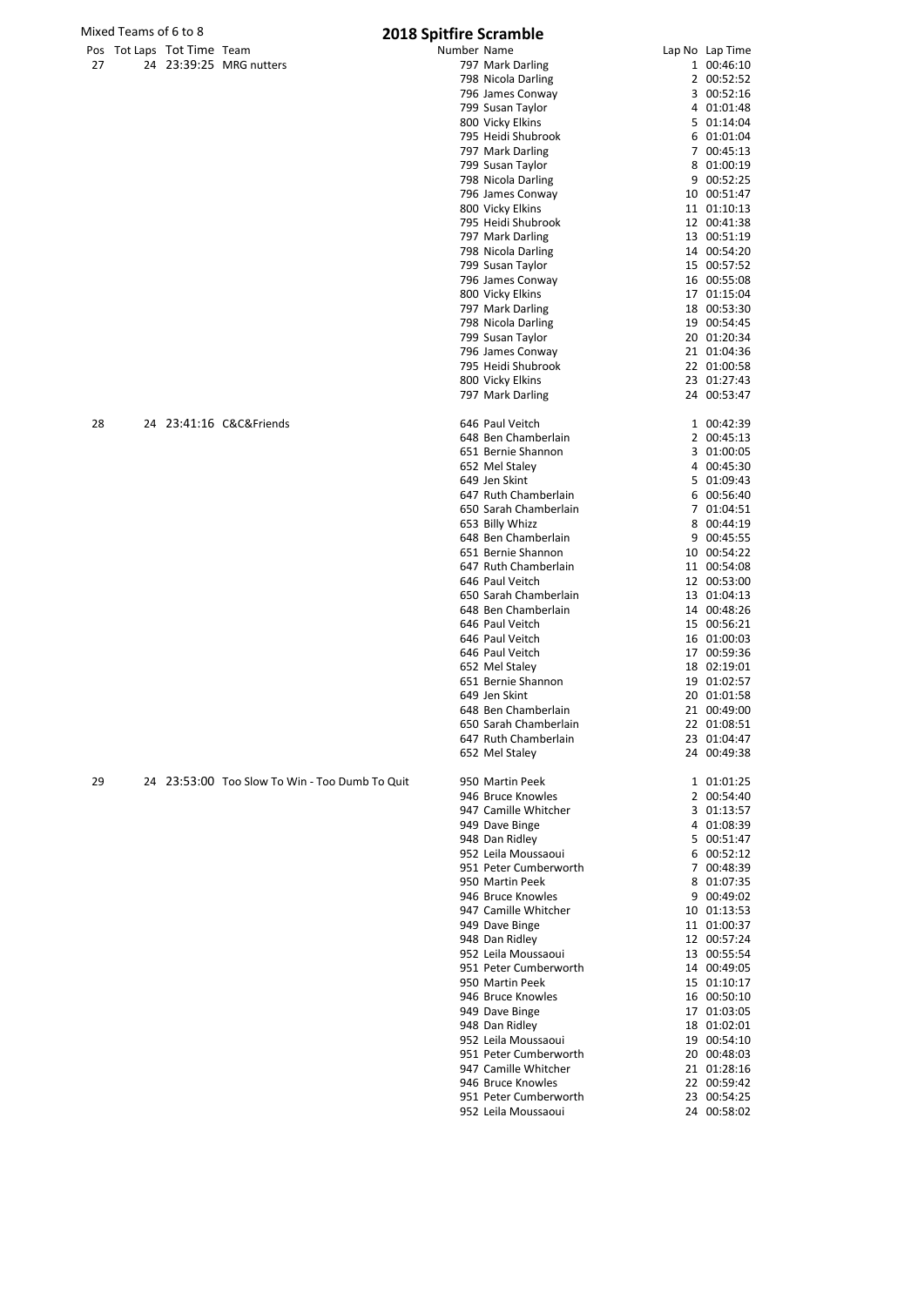Mixed Teams of 6 to 8

# 2018 Spitfire Scramble

| Pos | Tot Laps | Tot Time | Team | Number | Name | Lap No | Lap Time |
|---|---|---|---|---|---|---|---|
| 27 | 24 | 23:39:25 | MRG nutters | 797 | Mark Darling | 1 | 00:46:10 |
| | | | | 798 | Nicola Darling | 2 | 00:52:52 |
| | | | | 796 | James Conway | 3 | 00:52:16 |
| | | | | 799 | Susan Taylor | 4 | 01:01:48 |
| | | | | 800 | Vicky Elkins | 5 | 01:14:04 |
| | | | | 795 | Heidi Shubrook | 6 | 01:01:04 |
| | | | | 797 | Mark Darling | 7 | 00:45:13 |
| | | | | 799 | Susan Taylor | 8 | 01:00:19 |
| | | | | 798 | Nicola Darling | 9 | 00:52:25 |
| | | | | 796 | James Conway | 10 | 00:51:47 |
| | | | | 800 | Vicky Elkins | 11 | 01:10:13 |
| | | | | 795 | Heidi Shubrook | 12 | 00:41:38 |
| | | | | 797 | Mark Darling | 13 | 00:51:19 |
| | | | | 798 | Nicola Darling | 14 | 00:54:20 |
| | | | | 799 | Susan Taylor | 15 | 00:57:52 |
| | | | | 796 | James Conway | 16 | 00:55:08 |
| | | | | 800 | Vicky Elkins | 17 | 01:15:04 |
| | | | | 797 | Mark Darling | 18 | 00:53:30 |
| | | | | 798 | Nicola Darling | 19 | 00:54:45 |
| | | | | 799 | Susan Taylor | 20 | 01:20:34 |
| | | | | 796 | James Conway | 21 | 01:04:36 |
| | | | | 795 | Heidi Shubrook | 22 | 01:00:58 |
| | | | | 800 | Vicky Elkins | 23 | 01:27:43 |
| | | | | 797 | Mark Darling | 24 | 00:53:47 |
| 28 | 24 | 23:41:16 | C&C&Friends | 646 | Paul Veitch | 1 | 00:42:39 |
| | | | | 648 | Ben Chamberlain | 2 | 00:45:13 |
| | | | | 651 | Bernie Shannon | 3 | 01:00:05 |
| | | | | 652 | Mel Staley | 4 | 00:45:30 |
| | | | | 649 | Jen Skint | 5 | 01:09:43 |
| | | | | 647 | Ruth Chamberlain | 6 | 00:56:40 |
| | | | | 650 | Sarah Chamberlain | 7 | 01:04:51 |
| | | | | 653 | Billy Whizz | 8 | 00:44:19 |
| | | | | 648 | Ben Chamberlain | 9 | 00:45:55 |
| | | | | 651 | Bernie Shannon | 10 | 00:54:22 |
| | | | | 647 | Ruth Chamberlain | 11 | 00:54:08 |
| | | | | 646 | Paul Veitch | 12 | 00:53:00 |
| | | | | 650 | Sarah Chamberlain | 13 | 01:04:13 |
| | | | | 648 | Ben Chamberlain | 14 | 00:48:26 |
| | | | | 646 | Paul Veitch | 15 | 00:56:21 |
| | | | | 646 | Paul Veitch | 16 | 01:00:03 |
| | | | | 646 | Paul Veitch | 17 | 00:59:36 |
| | | | | 652 | Mel Staley | 18 | 02:19:01 |
| | | | | 651 | Bernie Shannon | 19 | 01:02:57 |
| | | | | 649 | Jen Skint | 20 | 01:01:58 |
| | | | | 648 | Ben Chamberlain | 21 | 00:49:00 |
| | | | | 650 | Sarah Chamberlain | 22 | 01:08:51 |
| | | | | 647 | Ruth Chamberlain | 23 | 01:04:47 |
| | | | | 652 | Mel Staley | 24 | 00:49:38 |
| 29 | 24 | 23:53:00 | Too Slow To Win - Too Dumb To Quit | 950 | Martin Peek | 1 | 01:01:25 |
| | | | | 946 | Bruce Knowles | 2 | 00:54:40 |
| | | | | 947 | Camille Whitcher | 3 | 01:13:57 |
| | | | | 949 | Dave Binge | 4 | 01:08:39 |
| | | | | 948 | Dan Ridley | 5 | 00:51:47 |
| | | | | 952 | Leila Moussaoui | 6 | 00:52:12 |
| | | | | 951 | Peter Cumberworth | 7 | 00:48:39 |
| | | | | 950 | Martin Peek | 8 | 01:07:35 |
| | | | | 946 | Bruce Knowles | 9 | 00:49:02 |
| | | | | 947 | Camille Whitcher | 10 | 01:13:53 |
| | | | | 949 | Dave Binge | 11 | 01:00:37 |
| | | | | 948 | Dan Ridley | 12 | 00:57:24 |
| | | | | 952 | Leila Moussaoui | 13 | 00:55:54 |
| | | | | 951 | Peter Cumberworth | 14 | 00:49:05 |
| | | | | 950 | Martin Peek | 15 | 01:10:17 |
| | | | | 946 | Bruce Knowles | 16 | 00:50:10 |
| | | | | 949 | Dave Binge | 17 | 01:03:05 |
| | | | | 948 | Dan Ridley | 18 | 01:02:01 |
| | | | | 952 | Leila Moussaoui | 19 | 00:54:10 |
| | | | | 951 | Peter Cumberworth | 20 | 00:48:03 |
| | | | | 947 | Camille Whitcher | 21 | 01:28:16 |
| | | | | 946 | Bruce Knowles | 22 | 00:59:42 |
| | | | | 951 | Peter Cumberworth | 23 | 00:54:25 |
| | | | | 952 | Leila Moussaoui | 24 | 00:58:02 |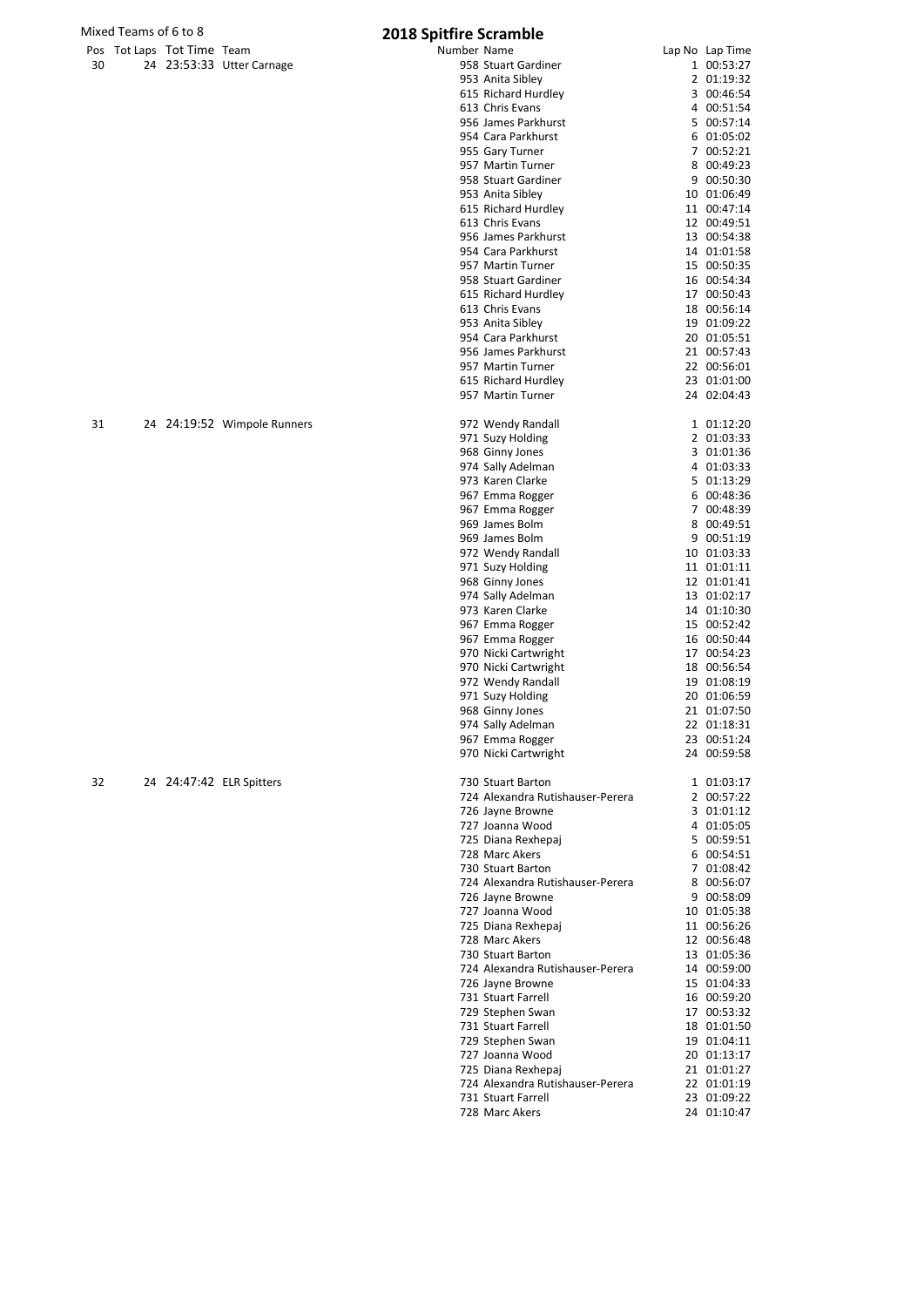Mixed Teams of 6 to 8

# 2018 Spitfire Scramble

| Pos | Tot Laps | Tot Time | Team | Number | Name | Lap No | Lap Time |
|---|---|---|---|---|---|---|---|
| 30 | 24 | 23:53:33 | Utter Carnage | 958 | Stuart Gardiner | 1 | 00:53:27 |
| | | | | 953 | Anita Sibley | 2 | 01:19:32 |
| | | | | 615 | Richard Hurdley | 3 | 00:46:54 |
| | | | | 613 | Chris Evans | 4 | 00:51:54 |
| | | | | 956 | James Parkhurst | 5 | 00:57:14 |
| | | | | 954 | Cara Parkhurst | 6 | 01:05:02 |
| | | | | 955 | Gary Turner | 7 | 00:52:21 |
| | | | | 957 | Martin Turner | 8 | 00:49:23 |
| | | | | 958 | Stuart Gardiner | 9 | 00:50:30 |
| | | | | 953 | Anita Sibley | 10 | 01:06:49 |
| | | | | 615 | Richard Hurdley | 11 | 00:47:14 |
| | | | | 613 | Chris Evans | 12 | 00:49:51 |
| | | | | 956 | James Parkhurst | 13 | 00:54:38 |
| | | | | 954 | Cara Parkhurst | 14 | 01:01:58 |
| | | | | 957 | Martin Turner | 15 | 00:50:35 |
| | | | | 958 | Stuart Gardiner | 16 | 00:54:34 |
| | | | | 615 | Richard Hurdley | 17 | 00:50:43 |
| | | | | 613 | Chris Evans | 18 | 00:56:14 |
| | | | | 953 | Anita Sibley | 19 | 01:09:22 |
| | | | | 954 | Cara Parkhurst | 20 | 01:05:51 |
| | | | | 956 | James Parkhurst | 21 | 00:57:43 |
| | | | | 957 | Martin Turner | 22 | 00:56:01 |
| | | | | 615 | Richard Hurdley | 23 | 01:01:00 |
| | | | | 957 | Martin Turner | 24 | 02:04:43 |
| 31 | 24 | 24:19:52 | Wimpole Runners | 972 | Wendy Randall | 1 | 01:12:20 |
| | | | | 971 | Suzy Holding | 2 | 01:03:33 |
| | | | | 968 | Ginny Jones | 3 | 01:01:36 |
| | | | | 974 | Sally Adelman | 4 | 01:03:33 |
| | | | | 973 | Karen Clarke | 5 | 01:13:29 |
| | | | | 967 | Emma Rogger | 6 | 00:48:36 |
| | | | | 967 | Emma Rogger | 7 | 00:48:39 |
| | | | | 969 | James Bolm | 8 | 00:49:51 |
| | | | | 969 | James Bolm | 9 | 00:51:19 |
| | | | | 972 | Wendy Randall | 10 | 01:03:33 |
| | | | | 971 | Suzy Holding | 11 | 01:01:11 |
| | | | | 968 | Ginny Jones | 12 | 01:01:41 |
| | | | | 974 | Sally Adelman | 13 | 01:02:17 |
| | | | | 973 | Karen Clarke | 14 | 01:10:30 |
| | | | | 967 | Emma Rogger | 15 | 00:52:42 |
| | | | | 967 | Emma Rogger | 16 | 00:50:44 |
| | | | | 970 | Nicki Cartwright | 17 | 00:54:23 |
| | | | | 970 | Nicki Cartwright | 18 | 00:56:54 |
| | | | | 972 | Wendy Randall | 19 | 01:08:19 |
| | | | | 971 | Suzy Holding | 20 | 01:06:59 |
| | | | | 968 | Ginny Jones | 21 | 01:07:50 |
| | | | | 974 | Sally Adelman | 22 | 01:18:31 |
| | | | | 967 | Emma Rogger | 23 | 00:51:24 |
| | | | | 970 | Nicki Cartwright | 24 | 00:59:58 |
| 32 | 24 | 24:47:42 | ELR Spitters | 730 | Stuart Barton | 1 | 01:03:17 |
| | | | | 724 | Alexandra Rutishauser-Perera | 2 | 00:57:22 |
| | | | | 726 | Jayne Browne | 3 | 01:01:12 |
| | | | | 727 | Joanna Wood | 4 | 01:05:05 |
| | | | | 725 | Diana Rexhepaj | 5 | 00:59:51 |
| | | | | 728 | Marc Akers | 6 | 00:54:51 |
| | | | | 730 | Stuart Barton | 7 | 01:08:42 |
| | | | | 724 | Alexandra Rutishauser-Perera | 8 | 00:56:07 |
| | | | | 726 | Jayne Browne | 9 | 00:58:09 |
| | | | | 727 | Joanna Wood | 10 | 01:05:38 |
| | | | | 725 | Diana Rexhepaj | 11 | 00:56:26 |
| | | | | 728 | Marc Akers | 12 | 00:56:48 |
| | | | | 730 | Stuart Barton | 13 | 01:05:36 |
| | | | | 724 | Alexandra Rutishauser-Perera | 14 | 00:59:00 |
| | | | | 726 | Jayne Browne | 15 | 01:04:33 |
| | | | | 731 | Stuart Farrell | 16 | 00:59:20 |
| | | | | 729 | Stephen Swan | 17 | 00:53:32 |
| | | | | 731 | Stuart Farrell | 18 | 01:01:50 |
| | | | | 729 | Stephen Swan | 19 | 01:04:11 |
| | | | | 727 | Joanna Wood | 20 | 01:13:17 |
| | | | | 725 | Diana Rexhepaj | 21 | 01:01:27 |
| | | | | 724 | Alexandra Rutishauser-Perera | 22 | 01:01:19 |
| | | | | 731 | Stuart Farrell | 23 | 01:09:22 |
| | | | | 728 | Marc Akers | 24 | 01:10:47 |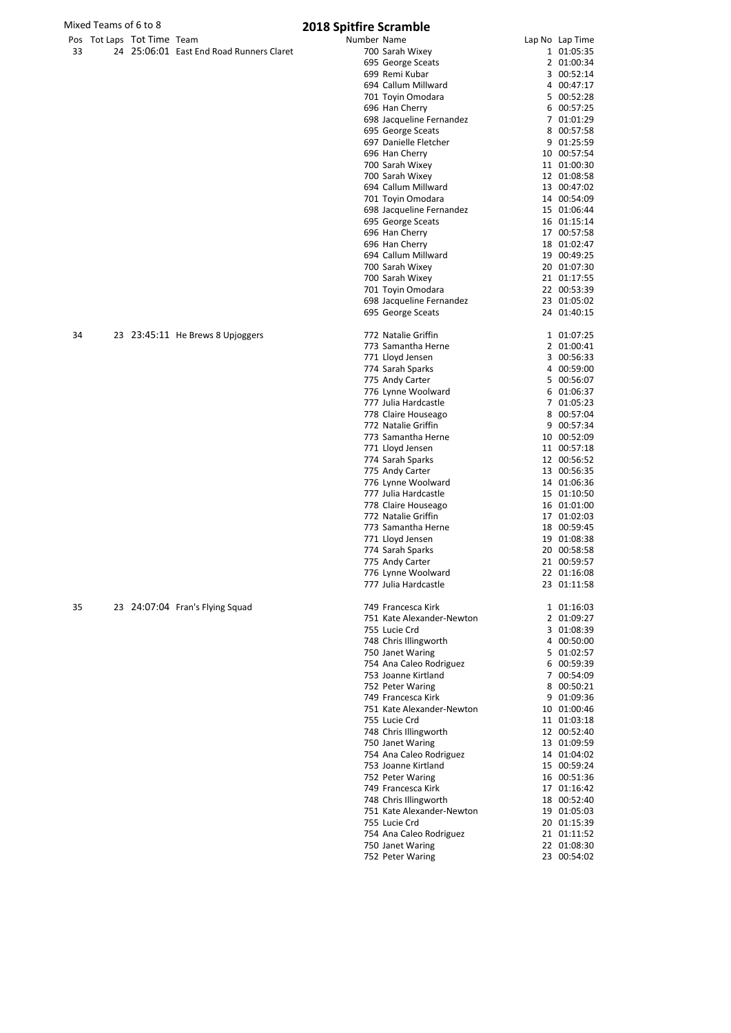Mixed Teams of 6 to 8

# 2018 Spitfire Scramble

| Pos | Tot Laps | Tot Time | Team | Number | Name | Lap No | Lap Time |
|---|---|---|---|---|---|---|---|
| 33 | 24 | 25:06:01 | East End Road Runners Claret | 700 | Sarah Wixey | 1 | 01:05:35 |
| | | | | 695 | George Sceats | 2 | 01:00:34 |
| | | | | 699 | Remi Kubar | 3 | 00:52:14 |
| | | | | 694 | Callum Millward | 4 | 00:47:17 |
| | | | | 701 | Toyin Omodara | 5 | 00:52:28 |
| | | | | 696 | Han Cherry | 6 | 00:57:25 |
| | | | | 698 | Jacqueline Fernandez | 7 | 01:01:29 |
| | | | | 695 | George Sceats | 8 | 00:57:58 |
| | | | | 697 | Danielle Fletcher | 9 | 01:25:59 |
| | | | | 696 | Han Cherry | 10 | 00:57:54 |
| | | | | 700 | Sarah Wixey | 11 | 01:00:30 |
| | | | | 700 | Sarah Wixey | 12 | 01:08:58 |
| | | | | 694 | Callum Millward | 13 | 00:47:02 |
| | | | | 701 | Toyin Omodara | 14 | 00:54:09 |
| | | | | 698 | Jacqueline Fernandez | 15 | 01:06:44 |
| | | | | 695 | George Sceats | 16 | 01:15:14 |
| | | | | 696 | Han Cherry | 17 | 00:57:58 |
| | | | | 696 | Han Cherry | 18 | 01:02:47 |
| | | | | 694 | Callum Millward | 19 | 00:49:25 |
| | | | | 700 | Sarah Wixey | 20 | 01:07:30 |
| | | | | 700 | Sarah Wixey | 21 | 01:17:55 |
| | | | | 701 | Toyin Omodara | 22 | 00:53:39 |
| | | | | 698 | Jacqueline Fernandez | 23 | 01:05:02 |
| | | | | 695 | George Sceats | 24 | 01:40:15 |
| 34 | 23 | 23:45:11 | He Brews 8 Upjoggers | 772 | Natalie Griffin | 1 | 01:07:25 |
| | | | | 773 | Samantha Herne | 2 | 01:00:41 |
| | | | | 771 | Lloyd Jensen | 3 | 00:56:33 |
| | | | | 774 | Sarah Sparks | 4 | 00:59:00 |
| | | | | 775 | Andy Carter | 5 | 00:56:07 |
| | | | | 776 | Lynne Woolward | 6 | 01:06:37 |
| | | | | 777 | Julia Hardcastle | 7 | 01:05:23 |
| | | | | 778 | Claire Houseago | 8 | 00:57:04 |
| | | | | 772 | Natalie Griffin | 9 | 00:57:34 |
| | | | | 773 | Samantha Herne | 10 | 00:52:09 |
| | | | | 771 | Lloyd Jensen | 11 | 00:57:18 |
| | | | | 774 | Sarah Sparks | 12 | 00:56:52 |
| | | | | 775 | Andy Carter | 13 | 00:56:35 |
| | | | | 776 | Lynne Woolward | 14 | 01:06:36 |
| | | | | 777 | Julia Hardcastle | 15 | 01:10:50 |
| | | | | 778 | Claire Houseago | 16 | 01:01:00 |
| | | | | 772 | Natalie Griffin | 17 | 01:02:03 |
| | | | | 773 | Samantha Herne | 18 | 00:59:45 |
| | | | | 771 | Lloyd Jensen | 19 | 01:08:38 |
| | | | | 774 | Sarah Sparks | 20 | 00:58:58 |
| | | | | 775 | Andy Carter | 21 | 00:59:57 |
| | | | | 776 | Lynne Woolward | 22 | 01:16:08 |
| | | | | 777 | Julia Hardcastle | 23 | 01:11:58 |
| 35 | 23 | 24:07:04 | Fran's Flying Squad | 749 | Francesca Kirk | 1 | 01:16:03 |
| | | | | 751 | Kate Alexander-Newton | 2 | 01:09:27 |
| | | | | 755 | Lucie Crd | 3 | 01:08:39 |
| | | | | 748 | Chris Illingworth | 4 | 00:50:00 |
| | | | | 750 | Janet Waring | 5 | 01:02:57 |
| | | | | 754 | Ana Caleo Rodriguez | 6 | 00:59:39 |
| | | | | 753 | Joanne Kirtland | 7 | 00:54:09 |
| | | | | 752 | Peter Waring | 8 | 00:50:21 |
| | | | | 749 | Francesca Kirk | 9 | 01:09:36 |
| | | | | 751 | Kate Alexander-Newton | 10 | 01:00:46 |
| | | | | 755 | Lucie Crd | 11 | 01:03:18 |
| | | | | 748 | Chris Illingworth | 12 | 00:52:40 |
| | | | | 750 | Janet Waring | 13 | 01:09:59 |
| | | | | 754 | Ana Caleo Rodriguez | 14 | 01:04:02 |
| | | | | 753 | Joanne Kirtland | 15 | 00:59:24 |
| | | | | 752 | Peter Waring | 16 | 00:51:36 |
| | | | | 749 | Francesca Kirk | 17 | 01:16:42 |
| | | | | 748 | Chris Illingworth | 18 | 00:52:40 |
| | | | | 751 | Kate Alexander-Newton | 19 | 01:05:03 |
| | | | | 755 | Lucie Crd | 20 | 01:15:39 |
| | | | | 754 | Ana Caleo Rodriguez | 21 | 01:11:52 |
| | | | | 750 | Janet Waring | 22 | 01:08:30 |
| | | | | 752 | Peter Waring | 23 | 00:54:02 |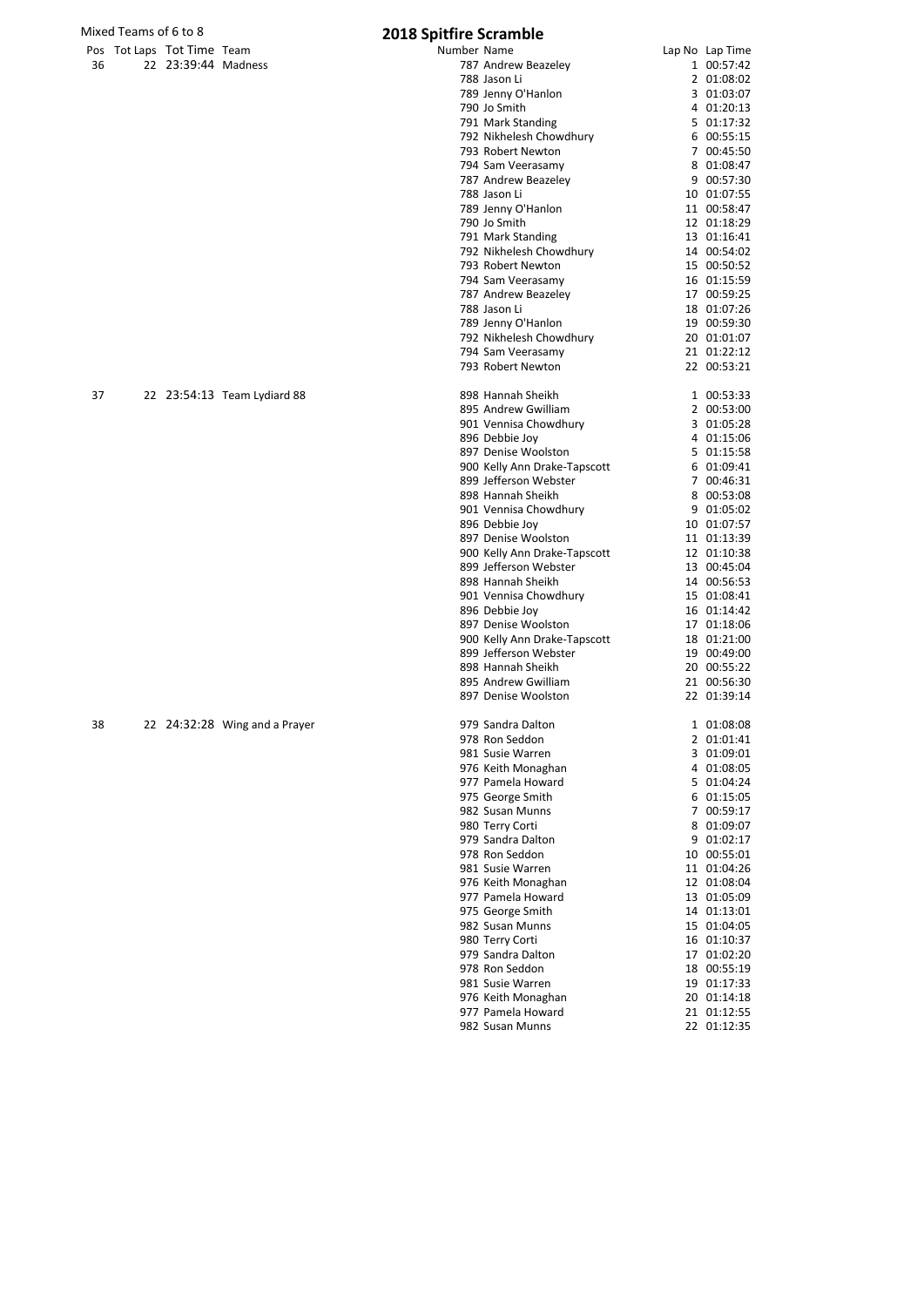Mixed Teams of 6 to 8

# 2018 Spitfire Scramble

| Pos | Tot Laps | Tot Time | Team | Number | Name | Lap No | Lap Time |
|---|---|---|---|---|---|---|---|
| 36 | 22 | 23:39:44 | Madness | 787 | Andrew Beazeley | 1 | 00:57:42 |
| | | | | 788 | Jason Li | 2 | 01:08:02 |
| | | | | 789 | Jenny O'Hanlon | 3 | 01:03:07 |
| | | | | 790 | Jo Smith | 4 | 01:20:13 |
| | | | | 791 | Mark Standing | 5 | 01:17:32 |
| | | | | 792 | Nikhelesh Chowdhury | 6 | 00:55:15 |
| | | | | 793 | Robert Newton | 7 | 00:45:50 |
| | | | | 794 | Sam Veerasamy | 8 | 01:08:47 |
| | | | | 787 | Andrew Beazeley | 9 | 00:57:30 |
| | | | | 788 | Jason Li | 10 | 01:07:55 |
| | | | | 789 | Jenny O'Hanlon | 11 | 00:58:47 |
| | | | | 790 | Jo Smith | 12 | 01:18:29 |
| | | | | 791 | Mark Standing | 13 | 01:16:41 |
| | | | | 792 | Nikhelesh Chowdhury | 14 | 00:54:02 |
| | | | | 793 | Robert Newton | 15 | 00:50:52 |
| | | | | 794 | Sam Veerasamy | 16 | 01:15:59 |
| | | | | 787 | Andrew Beazeley | 17 | 00:59:25 |
| | | | | 788 | Jason Li | 18 | 01:07:26 |
| | | | | 789 | Jenny O'Hanlon | 19 | 00:59:30 |
| | | | | 792 | Nikhelesh Chowdhury | 20 | 01:01:07 |
| | | | | 794 | Sam Veerasamy | 21 | 01:22:12 |
| | | | | 793 | Robert Newton | 22 | 00:53:21 |
| 37 | 22 | 23:54:13 | Team Lydiard 88 | 898 | Hannah Sheikh | 1 | 00:53:33 |
| | | | | 895 | Andrew Gwilliam | 2 | 00:53:00 |
| | | | | 901 | Vennisa Chowdhury | 3 | 01:05:28 |
| | | | | 896 | Debbie Joy | 4 | 01:15:06 |
| | | | | 897 | Denise Woolston | 5 | 01:15:58 |
| | | | | 900 | Kelly Ann Drake-Tapscott | 6 | 01:09:41 |
| | | | | 899 | Jefferson Webster | 7 | 00:46:31 |
| | | | | 898 | Hannah Sheikh | 8 | 00:53:08 |
| | | | | 901 | Vennisa Chowdhury | 9 | 01:05:02 |
| | | | | 896 | Debbie Joy | 10 | 01:07:57 |
| | | | | 897 | Denise Woolston | 11 | 01:13:39 |
| | | | | 900 | Kelly Ann Drake-Tapscott | 12 | 01:10:38 |
| | | | | 899 | Jefferson Webster | 13 | 00:45:04 |
| | | | | 898 | Hannah Sheikh | 14 | 00:56:53 |
| | | | | 901 | Vennisa Chowdhury | 15 | 01:08:41 |
| | | | | 896 | Debbie Joy | 16 | 01:14:42 |
| | | | | 897 | Denise Woolston | 17 | 01:18:06 |
| | | | | 900 | Kelly Ann Drake-Tapscott | 18 | 01:21:00 |
| | | | | 899 | Jefferson Webster | 19 | 00:49:00 |
| | | | | 898 | Hannah Sheikh | 20 | 00:55:22 |
| | | | | 895 | Andrew Gwilliam | 21 | 00:56:30 |
| | | | | 897 | Denise Woolston | 22 | 01:39:14 |
| 38 | 22 | 24:32:28 | Wing and a Prayer | 979 | Sandra Dalton | 1 | 01:08:08 |
| | | | | 978 | Ron Seddon | 2 | 01:01:41 |
| | | | | 981 | Susie Warren | 3 | 01:09:01 |
| | | | | 976 | Keith Monaghan | 4 | 01:08:05 |
| | | | | 977 | Pamela Howard | 5 | 01:04:24 |
| | | | | 975 | George Smith | 6 | 01:15:05 |
| | | | | 982 | Susan Munns | 7 | 00:59:17 |
| | | | | 980 | Terry Corti | 8 | 01:09:07 |
| | | | | 979 | Sandra Dalton | 9 | 01:02:17 |
| | | | | 978 | Ron Seddon | 10 | 00:55:01 |
| | | | | 981 | Susie Warren | 11 | 01:04:26 |
| | | | | 976 | Keith Monaghan | 12 | 01:08:04 |
| | | | | 977 | Pamela Howard | 13 | 01:05:09 |
| | | | | 975 | George Smith | 14 | 01:13:01 |
| | | | | 982 | Susan Munns | 15 | 01:04:05 |
| | | | | 980 | Terry Corti | 16 | 01:10:37 |
| | | | | 979 | Sandra Dalton | 17 | 01:02:20 |
| | | | | 978 | Ron Seddon | 18 | 00:55:19 |
| | | | | 981 | Susie Warren | 19 | 01:17:33 |
| | | | | 976 | Keith Monaghan | 20 | 01:14:18 |
| | | | | 977 | Pamela Howard | 21 | 01:12:55 |
| | | | | 982 | Susan Munns | 22 | 01:12:35 |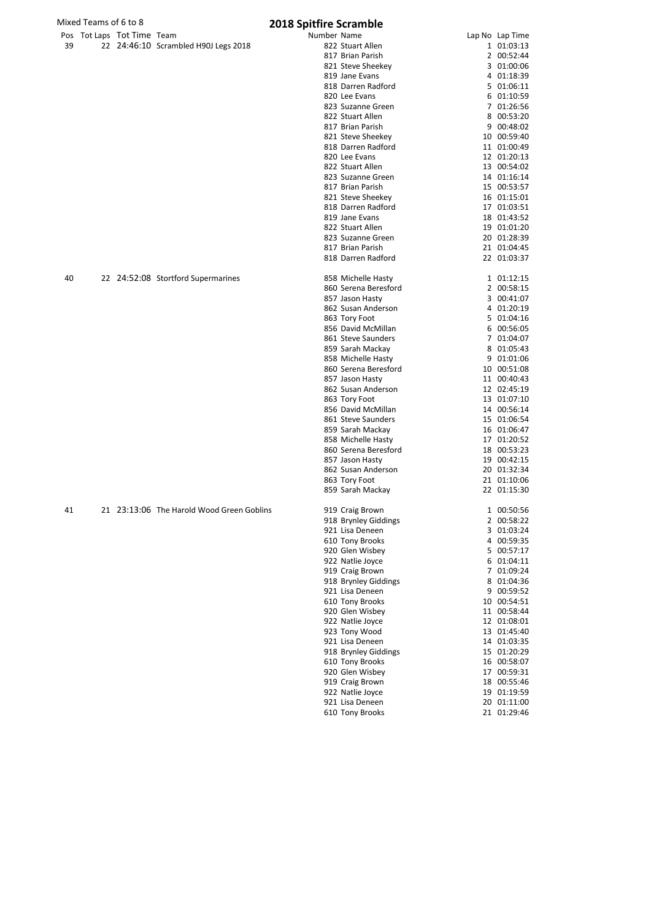Mixed Teams of 6 to 8

# 2018 Spitfire Scramble

| Pos | Tot Laps | Tot Time | Team | Number | Name | Lap No | Lap Time |
|---|---|---|---|---|---|---|---|
| 39 | 22 | 24:46:10 | Scrambled H90J Legs 2018 | 822 | Stuart Allen | 1 | 01:03:13 |
| | | | | 817 | Brian Parish | 2 | 00:52:44 |
| | | | | 821 | Steve Sheekey | 3 | 01:00:06 |
| | | | | 819 | Jane Evans | 4 | 01:18:39 |
| | | | | 818 | Darren Radford | 5 | 01:06:11 |
| | | | | 820 | Lee Evans | 6 | 01:10:59 |
| | | | | 823 | Suzanne Green | 7 | 01:26:56 |
| | | | | 822 | Stuart Allen | 8 | 00:53:20 |
| | | | | 817 | Brian Parish | 9 | 00:48:02 |
| | | | | 821 | Steve Sheekey | 10 | 00:59:40 |
| | | | | 818 | Darren Radford | 11 | 01:00:49 |
| | | | | 820 | Lee Evans | 12 | 01:20:13 |
| | | | | 822 | Stuart Allen | 13 | 00:54:02 |
| | | | | 823 | Suzanne Green | 14 | 01:16:14 |
| | | | | 817 | Brian Parish | 15 | 00:53:57 |
| | | | | 821 | Steve Sheekey | 16 | 01:15:01 |
| | | | | 818 | Darren Radford | 17 | 01:03:51 |
| | | | | 819 | Jane Evans | 18 | 01:43:52 |
| | | | | 822 | Stuart Allen | 19 | 01:01:20 |
| | | | | 823 | Suzanne Green | 20 | 01:28:39 |
| | | | | 817 | Brian Parish | 21 | 01:04:45 |
| | | | | 818 | Darren Radford | 22 | 01:03:37 |
| 40 | 22 | 24:52:08 | Stortford Supermarines | 858 | Michelle Hasty | 1 | 01:12:15 |
| | | | | 860 | Serena Beresford | 2 | 00:58:15 |
| | | | | 857 | Jason Hasty | 3 | 00:41:07 |
| | | | | 862 | Susan Anderson | 4 | 01:20:19 |
| | | | | 863 | Tory Foot | 5 | 01:04:16 |
| | | | | 856 | David McMillan | 6 | 00:56:05 |
| | | | | 861 | Steve Saunders | 7 | 01:04:07 |
| | | | | 859 | Sarah Mackay | 8 | 01:05:43 |
| | | | | 858 | Michelle Hasty | 9 | 01:01:06 |
| | | | | 860 | Serena Beresford | 10 | 00:51:08 |
| | | | | 857 | Jason Hasty | 11 | 00:40:43 |
| | | | | 862 | Susan Anderson | 12 | 02:45:19 |
| | | | | 863 | Tory Foot | 13 | 01:07:10 |
| | | | | 856 | David McMillan | 14 | 00:56:14 |
| | | | | 861 | Steve Saunders | 15 | 01:06:54 |
| | | | | 859 | Sarah Mackay | 16 | 01:06:47 |
| | | | | 858 | Michelle Hasty | 17 | 01:20:52 |
| | | | | 860 | Serena Beresford | 18 | 00:53:23 |
| | | | | 857 | Jason Hasty | 19 | 00:42:15 |
| | | | | 862 | Susan Anderson | 20 | 01:32:34 |
| | | | | 863 | Tory Foot | 21 | 01:10:06 |
| | | | | 859 | Sarah Mackay | 22 | 01:15:30 |
| 41 | 21 | 23:13:06 | The Harold Wood Green Goblins | 919 | Craig Brown | 1 | 00:50:56 |
| | | | | 918 | Brynley Giddings | 2 | 00:58:22 |
| | | | | 921 | Lisa Deneen | 3 | 01:03:24 |
| | | | | 610 | Tony Brooks | 4 | 00:59:35 |
| | | | | 920 | Glen Wisbey | 5 | 00:57:17 |
| | | | | 922 | Natlie Joyce | 6 | 01:04:11 |
| | | | | 919 | Craig Brown | 7 | 01:09:24 |
| | | | | 918 | Brynley Giddings | 8 | 01:04:36 |
| | | | | 921 | Lisa Deneen | 9 | 00:59:52 |
| | | | | 610 | Tony Brooks | 10 | 00:54:51 |
| | | | | 920 | Glen Wisbey | 11 | 00:58:44 |
| | | | | 922 | Natlie Joyce | 12 | 01:08:01 |
| | | | | 923 | Tony Wood | 13 | 01:45:40 |
| | | | | 921 | Lisa Deneen | 14 | 01:03:35 |
| | | | | 918 | Brynley Giddings | 15 | 01:20:29 |
| | | | | 610 | Tony Brooks | 16 | 00:58:07 |
| | | | | 920 | Glen Wisbey | 17 | 00:59:31 |
| | | | | 919 | Craig Brown | 18 | 00:55:46 |
| | | | | 922 | Natlie Joyce | 19 | 01:19:59 |
| | | | | 921 | Lisa Deneen | 20 | 01:11:00 |
| | | | | 610 | Tony Brooks | 21 | 01:29:46 |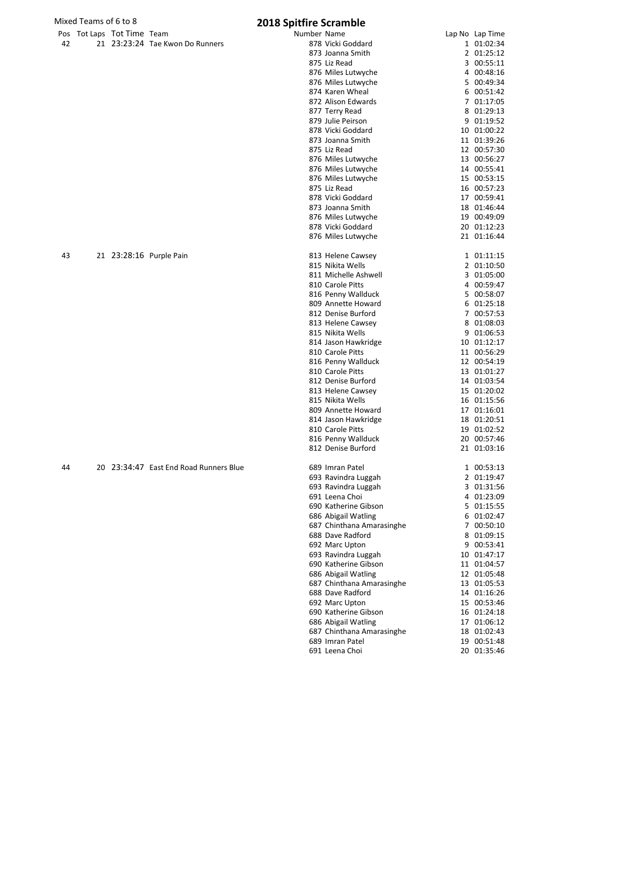Mixed Teams of 6 to 8

# 2018 Spitfire Scramble

| Pos | Tot Laps | Tot Time | Team | Number | Name | Lap No | Lap Time |
|---|---|---|---|---|---|---|---|
| 42 | 21 | 23:23:24 | Tae Kwon Do Runners | 878 | Vicki Goddard | 1 | 01:02:34 |
| | | | | 873 | Joanna Smith | 2 | 01:25:12 |
| | | | | 875 | Liz Read | 3 | 00:55:11 |
| | | | | 876 | Miles Lutwyche | 4 | 00:48:16 |
| | | | | 876 | Miles Lutwyche | 5 | 00:49:34 |
| | | | | 874 | Karen Wheal | 6 | 00:51:42 |
| | | | | 872 | Alison Edwards | 7 | 01:17:05 |
| | | | | 877 | Terry Read | 8 | 01:29:13 |
| | | | | 879 | Julie Peirson | 9 | 01:19:52 |
| | | | | 878 | Vicki Goddard | 10 | 01:00:22 |
| | | | | 873 | Joanna Smith | 11 | 01:39:26 |
| | | | | 875 | Liz Read | 12 | 00:57:30 |
| | | | | 876 | Miles Lutwyche | 13 | 00:56:27 |
| | | | | 876 | Miles Lutwyche | 14 | 00:55:41 |
| | | | | 876 | Miles Lutwyche | 15 | 00:53:15 |
| | | | | 875 | Liz Read | 16 | 00:57:23 |
| | | | | 878 | Vicki Goddard | 17 | 00:59:41 |
| | | | | 873 | Joanna Smith | 18 | 01:46:44 |
| | | | | 876 | Miles Lutwyche | 19 | 00:49:09 |
| | | | | 878 | Vicki Goddard | 20 | 01:12:23 |
| | | | | 876 | Miles Lutwyche | 21 | 01:16:44 |
| 43 | 21 | 23:28:16 | Purple Pain | 813 | Helene Cawsey | 1 | 01:11:15 |
| | | | | 815 | Nikita Wells | 2 | 01:10:50 |
| | | | | 811 | Michelle Ashwell | 3 | 01:05:00 |
| | | | | 810 | Carole Pitts | 4 | 00:59:47 |
| | | | | 816 | Penny Wallduck | 5 | 00:58:07 |
| | | | | 809 | Annette Howard | 6 | 01:25:18 |
| | | | | 812 | Denise Burford | 7 | 00:57:53 |
| | | | | 813 | Helene Cawsey | 8 | 01:08:03 |
| | | | | 815 | Nikita Wells | 9 | 01:06:53 |
| | | | | 814 | Jason Hawkridge | 10 | 01:12:17 |
| | | | | 810 | Carole Pitts | 11 | 00:56:29 |
| | | | | 816 | Penny Wallduck | 12 | 00:54:19 |
| | | | | 810 | Carole Pitts | 13 | 01:01:27 |
| | | | | 812 | Denise Burford | 14 | 01:03:54 |
| | | | | 813 | Helene Cawsey | 15 | 01:20:02 |
| | | | | 815 | Nikita Wells | 16 | 01:15:56 |
| | | | | 809 | Annette Howard | 17 | 01:16:01 |
| | | | | 814 | Jason Hawkridge | 18 | 01:20:51 |
| | | | | 810 | Carole Pitts | 19 | 01:02:52 |
| | | | | 816 | Penny Wallduck | 20 | 00:57:46 |
| | | | | 812 | Denise Burford | 21 | 01:03:16 |
| 44 | 20 | 23:34:47 | East End Road Runners Blue | 689 | Imran Patel | 1 | 00:53:13 |
| | | | | 693 | Ravindra Luggah | 2 | 01:19:47 |
| | | | | 693 | Ravindra Luggah | 3 | 01:31:56 |
| | | | | 691 | Leena Choi | 4 | 01:23:09 |
| | | | | 690 | Katherine Gibson | 5 | 01:15:55 |
| | | | | 686 | Abigail Watling | 6 | 01:02:47 |
| | | | | 687 | Chinthana Amarasinghe | 7 | 00:50:10 |
| | | | | 688 | Dave Radford | 8 | 01:09:15 |
| | | | | 692 | Marc Upton | 9 | 00:53:41 |
| | | | | 693 | Ravindra Luggah | 10 | 01:47:17 |
| | | | | 690 | Katherine Gibson | 11 | 01:04:57 |
| | | | | 686 | Abigail Watling | 12 | 01:05:48 |
| | | | | 687 | Chinthana Amarasinghe | 13 | 01:05:53 |
| | | | | 688 | Dave Radford | 14 | 01:16:26 |
| | | | | 692 | Marc Upton | 15 | 00:53:46 |
| | | | | 690 | Katherine Gibson | 16 | 01:24:18 |
| | | | | 686 | Abigail Watling | 17 | 01:06:12 |
| | | | | 687 | Chinthana Amarasinghe | 18 | 01:02:43 |
| | | | | 689 | Imran Patel | 19 | 00:51:48 |
| | | | | 691 | Leena Choi | 20 | 01:35:46 |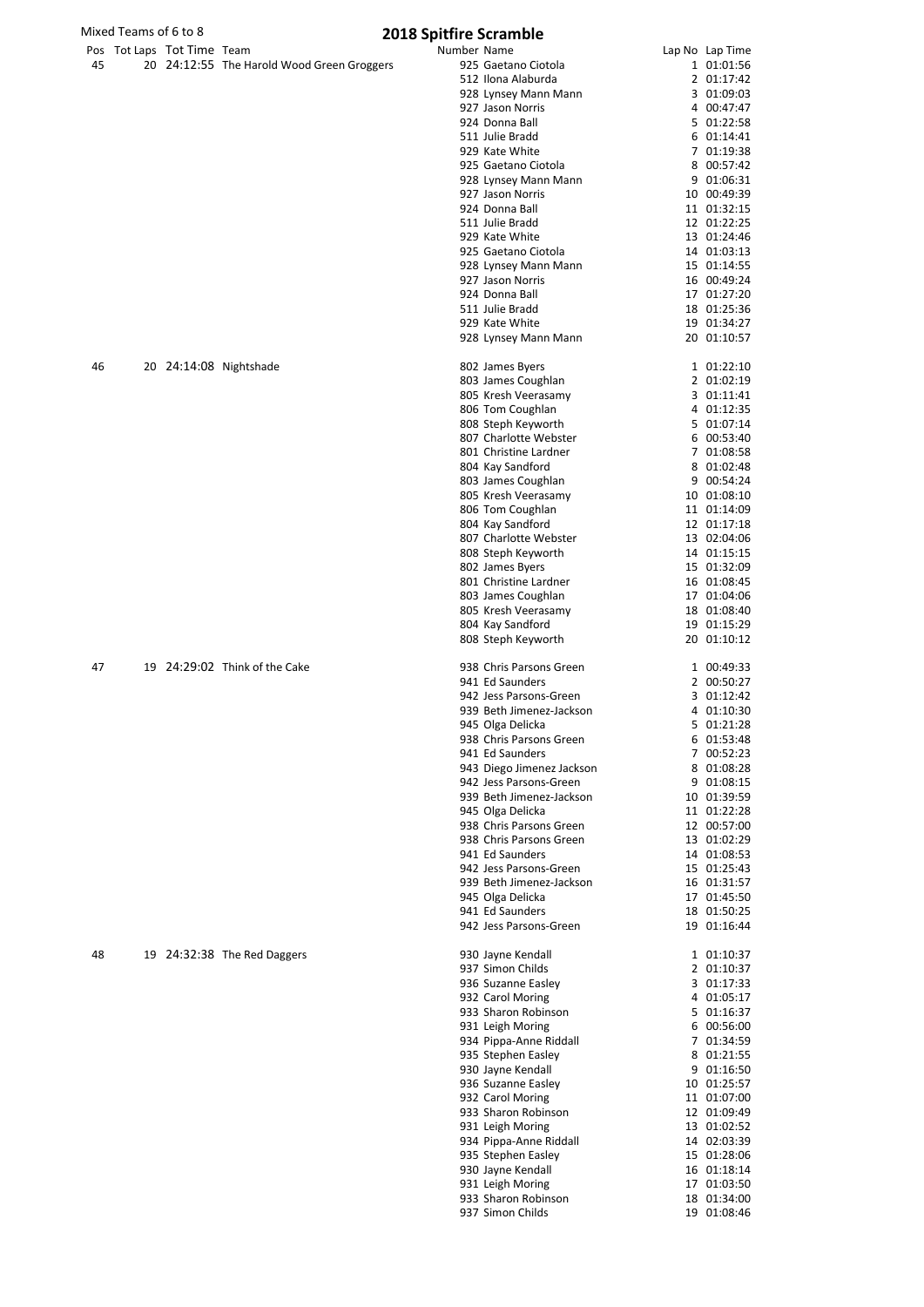Mixed Teams of 6 to 8

# 2018 Spitfire Scramble

| Pos | Tot Laps | Tot Time | Team | Number | Name | Lap No | Lap Time |
|---|---|---|---|---|---|---|---|
| 45 | 20 | 24:12:55 | The Harold Wood Green Groggers | 925 | Gaetano Ciotola | 1 | 01:01:56 |
| | | | | 512 | Ilona Alaburda | 2 | 01:17:42 |
| | | | | 928 | Lynsey Mann Mann | 3 | 01:09:03 |
| | | | | 927 | Jason Norris | 4 | 00:47:47 |
| | | | | 924 | Donna Ball | 5 | 01:22:58 |
| | | | | 511 | Julie Bradd | 6 | 01:14:41 |
| | | | | 929 | Kate White | 7 | 01:19:38 |
| | | | | 925 | Gaetano Ciotola | 8 | 00:57:42 |
| | | | | 928 | Lynsey Mann Mann | 9 | 01:06:31 |
| | | | | 927 | Jason Norris | 10 | 00:49:39 |
| | | | | 924 | Donna Ball | 11 | 01:32:15 |
| | | | | 511 | Julie Bradd | 12 | 01:22:25 |
| | | | | 929 | Kate White | 13 | 01:24:46 |
| | | | | 925 | Gaetano Ciotola | 14 | 01:03:13 |
| | | | | 928 | Lynsey Mann Mann | 15 | 01:14:55 |
| | | | | 927 | Jason Norris | 16 | 00:49:24 |
| | | | | 924 | Donna Ball | 17 | 01:27:20 |
| | | | | 511 | Julie Bradd | 18 | 01:25:36 |
| | | | | 929 | Kate White | 19 | 01:34:27 |
| | | | | 928 | Lynsey Mann Mann | 20 | 01:10:57 |
| 46 | 20 | 24:14:08 | Nightshade | 802 | James Byers | 1 | 01:22:10 |
| | | | | 803 | James Coughlan | 2 | 01:02:19 |
| | | | | 805 | Kresh Veerasamy | 3 | 01:11:41 |
| | | | | 806 | Tom Coughlan | 4 | 01:12:35 |
| | | | | 808 | Steph Keyworth | 5 | 01:07:14 |
| | | | | 807 | Charlotte Webster | 6 | 00:53:40 |
| | | | | 801 | Christine Lardner | 7 | 01:08:58 |
| | | | | 804 | Kay Sandford | 8 | 01:02:48 |
| | | | | 803 | James Coughlan | 9 | 00:54:24 |
| | | | | 805 | Kresh Veerasamy | 10 | 01:08:10 |
| | | | | 806 | Tom Coughlan | 11 | 01:14:09 |
| | | | | 804 | Kay Sandford | 12 | 01:17:18 |
| | | | | 807 | Charlotte Webster | 13 | 02:04:06 |
| | | | | 808 | Steph Keyworth | 14 | 01:15:15 |
| | | | | 802 | James Byers | 15 | 01:32:09 |
| | | | | 801 | Christine Lardner | 16 | 01:08:45 |
| | | | | 803 | James Coughlan | 17 | 01:04:06 |
| | | | | 805 | Kresh Veerasamy | 18 | 01:08:40 |
| | | | | 804 | Kay Sandford | 19 | 01:15:29 |
| | | | | 808 | Steph Keyworth | 20 | 01:10:12 |
| 47 | 19 | 24:29:02 | Think of the Cake | 938 | Chris Parsons Green | 1 | 00:49:33 |
| | | | | 941 | Ed Saunders | 2 | 00:50:27 |
| | | | | 942 | Jess Parsons-Green | 3 | 01:12:42 |
| | | | | 939 | Beth Jimenez-Jackson | 4 | 01:10:30 |
| | | | | 945 | Olga Delicka | 5 | 01:21:28 |
| | | | | 938 | Chris Parsons Green | 6 | 01:53:48 |
| | | | | 941 | Ed Saunders | 7 | 00:52:23 |
| | | | | 943 | Diego Jimenez Jackson | 8 | 01:08:28 |
| | | | | 942 | Jess Parsons-Green | 9 | 01:08:15 |
| | | | | 939 | Beth Jimenez-Jackson | 10 | 01:39:59 |
| | | | | 945 | Olga Delicka | 11 | 01:22:28 |
| | | | | 938 | Chris Parsons Green | 12 | 00:57:00 |
| | | | | 938 | Chris Parsons Green | 13 | 01:02:29 |
| | | | | 941 | Ed Saunders | 14 | 01:08:53 |
| | | | | 942 | Jess Parsons-Green | 15 | 01:25:43 |
| | | | | 939 | Beth Jimenez-Jackson | 16 | 01:31:57 |
| | | | | 945 | Olga Delicka | 17 | 01:45:50 |
| | | | | 941 | Ed Saunders | 18 | 01:50:25 |
| | | | | 942 | Jess Parsons-Green | 19 | 01:16:44 |
| 48 | 19 | 24:32:38 | The Red Daggers | 930 | Jayne Kendall | 1 | 01:10:37 |
| | | | | 937 | Simon Childs | 2 | 01:10:37 |
| | | | | 936 | Suzanne Easley | 3 | 01:17:33 |
| | | | | 932 | Carol Moring | 4 | 01:05:17 |
| | | | | 933 | Sharon Robinson | 5 | 01:16:37 |
| | | | | 931 | Leigh Moring | 6 | 00:56:00 |
| | | | | 934 | Pippa-Anne Riddall | 7 | 01:34:59 |
| | | | | 935 | Stephen Easley | 8 | 01:21:55 |
| | | | | 930 | Jayne Kendall | 9 | 01:16:50 |
| | | | | 936 | Suzanne Easley | 10 | 01:25:57 |
| | | | | 932 | Carol Moring | 11 | 01:07:00 |
| | | | | 933 | Sharon Robinson | 12 | 01:09:49 |
| | | | | 931 | Leigh Moring | 13 | 01:02:52 |
| | | | | 934 | Pippa-Anne Riddall | 14 | 02:03:39 |
| | | | | 935 | Stephen Easley | 15 | 01:28:06 |
| | | | | 930 | Jayne Kendall | 16 | 01:18:14 |
| | | | | 931 | Leigh Moring | 17 | 01:03:50 |
| | | | | 933 | Sharon Robinson | 18 | 01:34:00 |
| | | | | 937 | Simon Childs | 19 | 01:08:46 |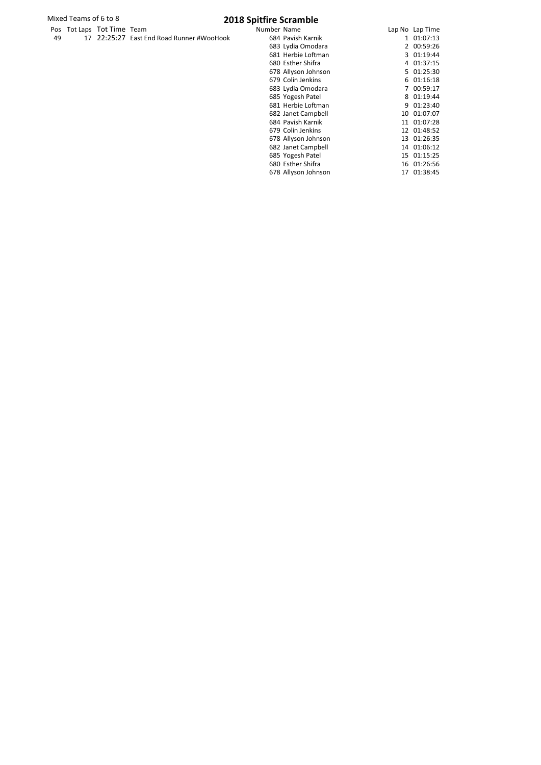Mixed Teams of 6 to 8

# 2018 Spitfire Scramble

| Pos | Tot Laps | Tot Time | Team | Number | Name | Lap No | Lap Time |
|---|---|---|---|---|---|---|---|
| 49 | 17 | 22:25:27 | East End Road Runner #WooHook | 684 | Pavish Karnik | 1 | 01:07:13 |
| | | | | 683 | Lydia Omodara | 2 | 00:59:26 |
| | | | | 681 | Herbie Loftman | 3 | 01:19:44 |
| | | | | 680 | Esther Shifra | 4 | 01:37:15 |
| | | | | 678 | Allyson Johnson | 5 | 01:25:30 |
| | | | | 679 | Colin Jenkins | 6 | 01:16:18 |
| | | | | 683 | Lydia Omodara | 7 | 00:59:17 |
| | | | | 685 | Yogesh Patel | 8 | 01:19:44 |
| | | | | 681 | Herbie Loftman | 9 | 01:23:40 |
| | | | | 682 | Janet Campbell | 10 | 01:07:07 |
| | | | | 684 | Pavish Karnik | 11 | 01:07:28 |
| | | | | 679 | Colin Jenkins | 12 | 01:48:52 |
| | | | | 678 | Allyson Johnson | 13 | 01:26:35 |
| | | | | 682 | Janet Campbell | 14 | 01:06:12 |
| | | | | 685 | Yogesh Patel | 15 | 01:15:25 |
| | | | | 680 | Esther Shifra | 16 | 01:26:56 |
| | | | | 678 | Allyson Johnson | 17 | 01:38:45 |